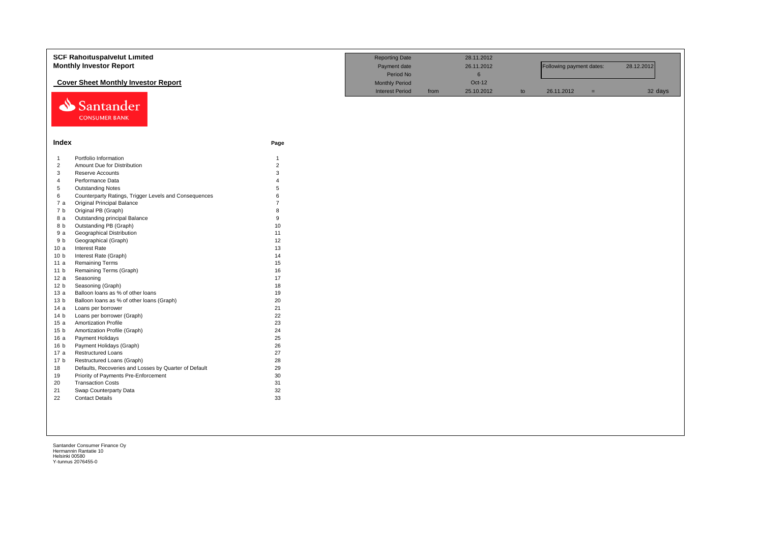# SCF Rahoituspalvelut Limited
## Monthly Investor Report

### Cover Sheet Monthly Investor Report

| | | | | | | | |
|---|---|---|---|---|---|---|---|
| Reporting Date | | 28.11.2012 | | | | | |
| Payment date | | 26.11.2012 | | Following payment dates: | | 28.12.2012 | |
| Period No | | 6 | | | | | |
| Monthly Period | | Oct-12 | | | | | |
| Interest Period | from | 25.10.2012 | to | 26.11.2012 | = | | 32 days |

Santander
CONSUMER BANK

## Index

| | | Page |
|---|---|---|
| 1 | Portfolio Information | 1 |
| 2 | Amount Due for Distribution | 2 |
| 3 | Reserve Accounts | 3 |
| 4 | Performance Data | 4 |
| 5 | Outstanding Notes | 5 |
| 6 | Counterparty Ratings, Trigger Levels and Consequences | 6 |
| 7 a | Original Principal Balance | 7 |
| 7 b | Original PB (Graph) | 8 |
| 8 a | Outstanding principal Balance | 9 |
| 8 b | Outstanding PB (Graph) | 10 |
| 9 a | Geographical Distribution | 11 |
| 9 b | Geographical (Graph) | 12 |
| 10 a | Interest Rate | 13 |
| 10 b | Interest Rate (Graph) | 14 |
| 11 a | Remaining Terms | 15 |
| 11 b | Remaining Terms (Graph) | 16 |
| 12 a | Seasoning | 17 |
| 12 b | Seasoning (Graph) | 18 |
| 13 a | Balloon loans as % of other loans | 19 |
| 13 b | Balloon loans as % of other loans (Graph) | 20 |
| 14 a | Loans per borrower | 21 |
| 14 b | Loans per borrower (Graph) | 22 |
| 15 a | Amortization Profile | 23 |
| 15 b | Amortization Profile (Graph) | 24 |
| 16 a | Payment Holidays | 25 |
| 16 b | Payment Holidays (Graph) | 26 |
| 17 a | Restructured Loans | 27 |
| 17 b | Restructured Loans (Graph) | 28 |
| 18 | Defaults, Recoveries and Losses by Quarter of Default | 29 |
| 19 | Priority of Payments Pre-Enforcement | 30 |
| 20 | Transaction Costs | 31 |
| 21 | Swap Counterparty Data | 32 |
| 22 | Contact Details | 33 |

Santander Consumer Finance Oy
Hermannin Rantatie 10
Helsinki 00580
Y-tunnus 2076455-0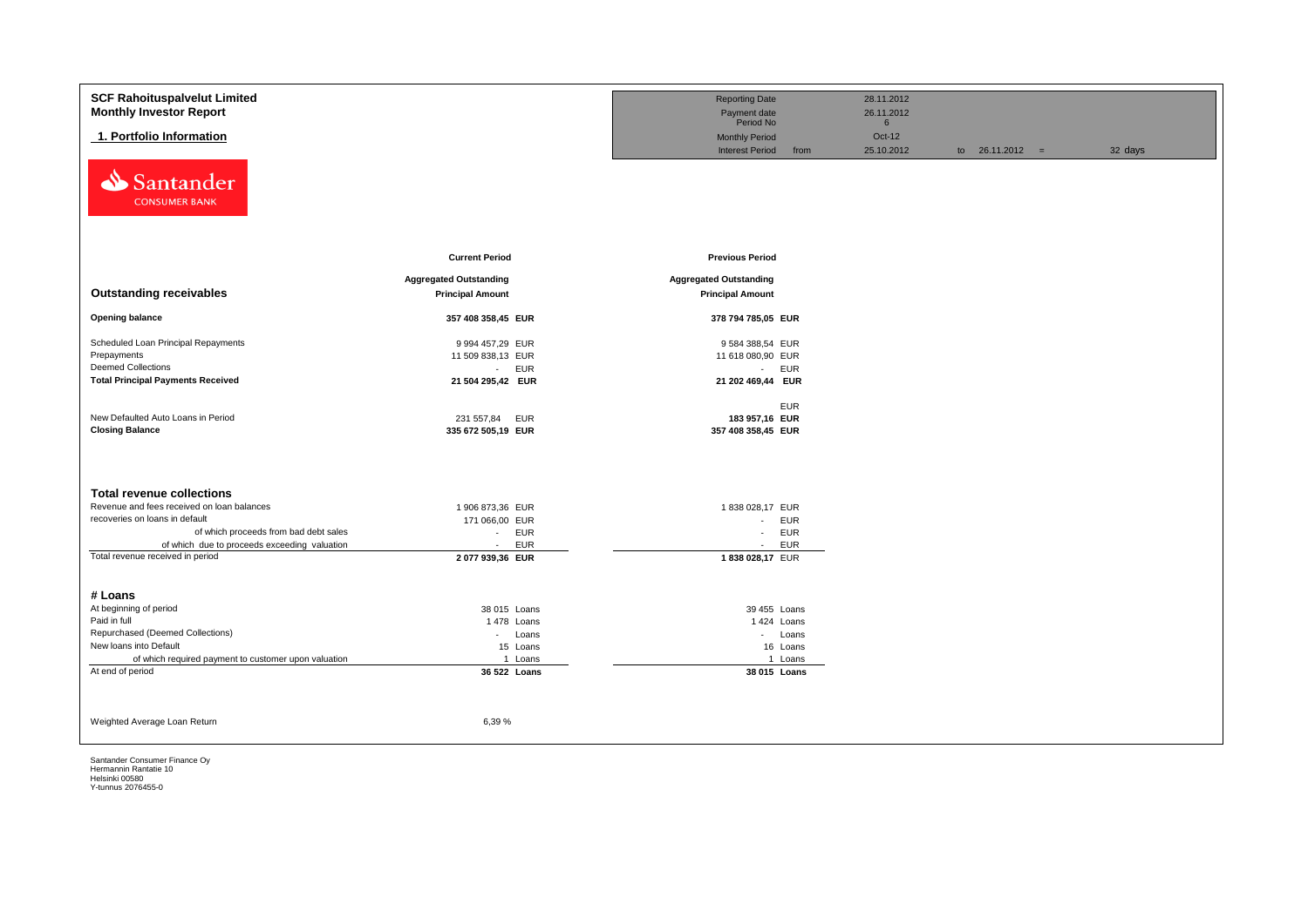# SCF Rahoituspalvelut Limited

## Monthly Investor Report

### 1. Portfolio Information

| | | | | |
|---|---|---|---|---|
| Reporting Date | | 28.11.2012 | | |
| Payment date | | 26.11.2012 | | |
| Period No | | 6 | | |
| Monthly Period | | Oct-12 | | |
| Interest Period | from | 25.10.2012 | to 26.11.2012 = | 32 days |

| | Current Period | | Previous Period | |
|---|---|---|---|---|
| **Outstanding receivables** | **Aggregated Outstanding Principal Amount** | | **Aggregated Outstanding Principal Amount** | |
| **Opening balance** | **357 408 358,45** | **EUR** | **378 794 785,05** | **EUR** |
| Scheduled Loan Principal Repayments | 9 994 457,29 | EUR | 9 584 388,54 | EUR |
| Prepayments | 11 509 838,13 | EUR | 11 618 080,90 | EUR |
| Deemed Collections | - | EUR | - | EUR |
| **Total Principal Payments Received** | **21 504 295,42** | **EUR** | **21 202 469,44** | **EUR** |
| | | | | EUR |
| New Defaulted Auto Loans in Period | 231 557,84 | EUR | **183 957,16** | **EUR** |
| **Closing Balance** | **335 672 505,19** | **EUR** | **357 408 358,45** | **EUR** |

| **Total revenue collections** | | | | |
|---|---|---|---|---|
| Revenue and fees received on loan balances | 1 906 873,36 | EUR | 1 838 028,17 | EUR |
| recoveries on loans in default | 171 066,00 | EUR | - | EUR |
| of which proceeds from bad debt sales | - | EUR | - | EUR |
| of which due to proceeds exceeding valuation | - | EUR | - | EUR |
| Total revenue received in period | **2 077 939,36** | **EUR** | **1 838 028,17** | EUR |

| **# Loans** | | | | |
|---|---|---|---|---|
| At beginning of period | 38 015 | Loans | 39 455 | Loans |
| Paid in full | 1 478 | Loans | 1 424 | Loans |
| Repurchased (Deemed Collections) | - | Loans | - | Loans |
| New loans into Default | 15 | Loans | 16 | Loans |
| of which required payment to customer upon valuation | 1 | Loans | 1 | Loans |
| At end of period | **36 522** | **Loans** | **38 015** | **Loans** |

Weighted Average Loan Return 6,39 %

Santander Consumer Finance Oy
Hermannin Rantatie 10
Helsinki 00580
Y-tunnus 2076455-0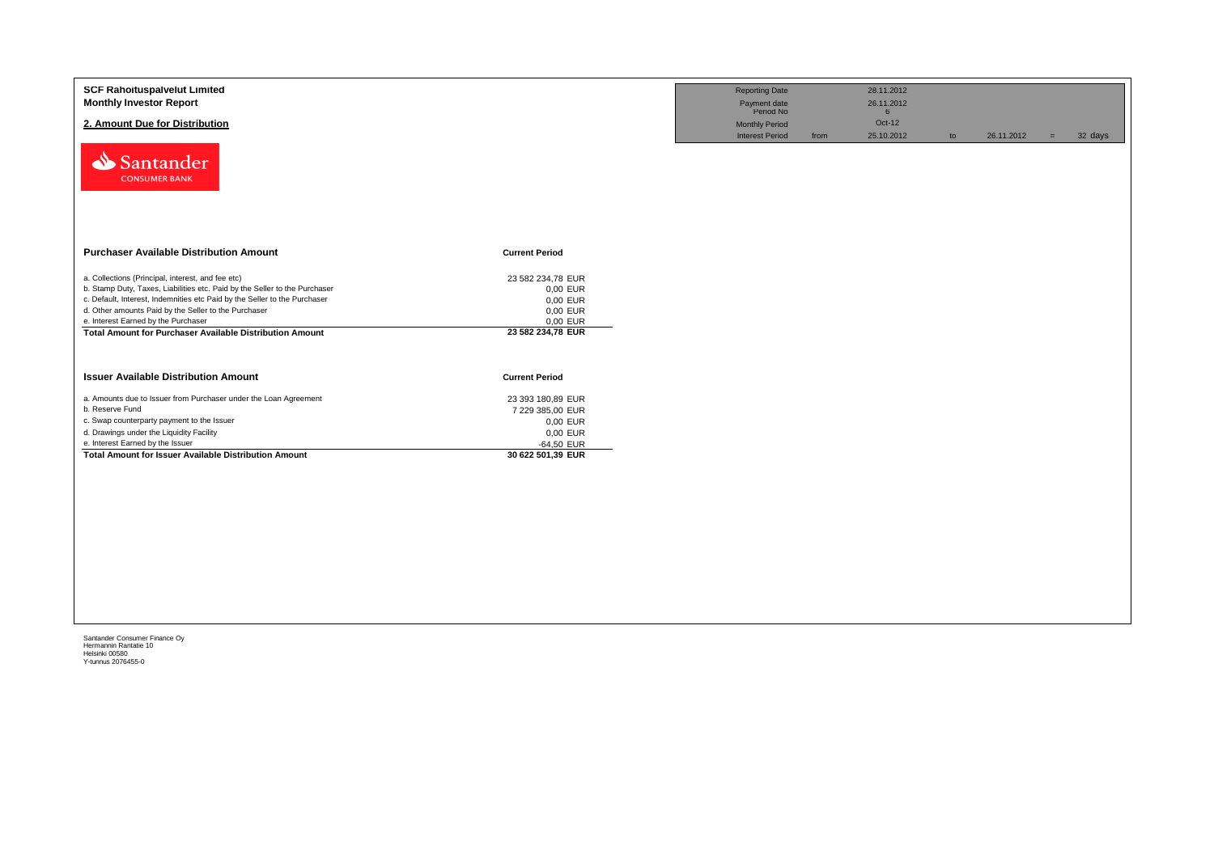**SCF Rahoituspalvelut Limited**
**Monthly Investor Report**

## 2. Amount Due for Distribution

| Reporting Date | | 28.11.2012 | | | | |
|---|---|---|---|---|---|---|
| Payment date | | 26.11.2012 | | | | |
| Period No | | 6 | | | | |
| Monthly Period | | Oct-12 | | | | |
| Interest Period | from | 25.10.2012 | to | 26.11.2012 | = | 32 days |

Santander CONSUMER BANK

| **Purchaser Available Distribution Amount** | **Current Period** |
|---|---|
| a. Collections (Principal, interest, and fee etc) | 23 582 234,78 EUR |
| b. Stamp Duty, Taxes, Liabilities etc. Paid by the Seller to the Purchaser | 0,00 EUR |
| c. Default, Interest, Indemnities etc Paid by the Seller to the Purchaser | 0,00 EUR |
| d. Other amounts Paid by the Seller to the Purchaser | 0,00 EUR |
| e. Interest Earned by the Purchaser | 0,00 EUR |
| **Total Amount for Purchaser Available Distribution Amount** | **23 582 234,78 EUR** |

| **Issuer Available Distribution Amount** | **Current Period** |
|---|---|
| a. Amounts due to Issuer from Purchaser under the Loan Agreement | 23 393 180,89 EUR |
| b. Reserve Fund | 7 229 385,00 EUR |
| c. Swap counterparty payment to the Issuer | 0,00 EUR |
| d. Drawings under the Liquidity Facility | 0,00 EUR |
| e. Interest Earned by the Issuer | -64,50 EUR |
| **Total Amount for Issuer Available Distribution Amount** | **30 622 501,39 EUR** |

Santander Consumer Finance Oy
Hermannin Rantatie 10
Helsinki 00580
Y-tunnus 2076455-0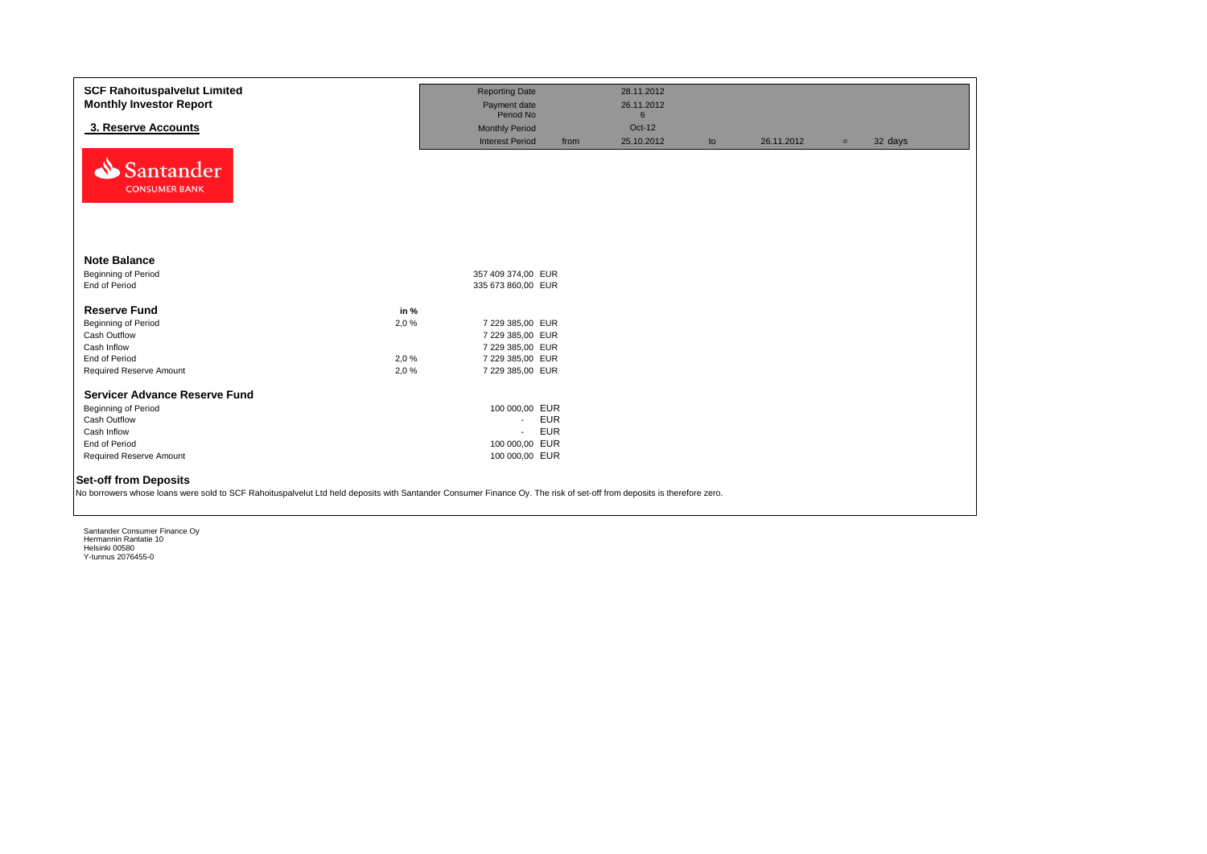**SCF Rahoituspalvelut Limited**
**Monthly Investor Report**

**3. Reserve Accounts**

| | | | | | | | |
|---|---|---|---|---|---|---|---|
| Reporting Date | | 28.11.2012 | | | | | |
| Payment date | | 26.11.2012 | | | | | |
| Period No | | 6 | | | | | |
| Monthly Period | | Oct-12 | | | | | |
| Interest Period | from | 25.10.2012 | to | 26.11.2012 | = | 32 | days |

Santander CONSUMER BANK

### Note Balance

| | | | |
|---|---|---|---|
| Beginning of Period | | 357 409 374,00 | EUR |
| End of Period | | 335 673 860,00 | EUR |

### Reserve Fund

| | in % | | |
|---|---|---|---|
| Beginning of Period | 2,0 % | 7 229 385,00 | EUR |
| Cash Outflow | | 7 229 385,00 | EUR |
| Cash Inflow | | 7 229 385,00 | EUR |
| End of Period | 2,0 % | 7 229 385,00 | EUR |
| Required Reserve Amount | 2,0 % | 7 229 385,00 | EUR |

### Servicer Advance Reserve Fund

| | | |
|---|---|---|
| Beginning of Period | 100 000,00 | EUR |
| Cash Outflow | - | EUR |
| Cash Inflow | - | EUR |
| End of Period | 100 000,00 | EUR |
| Required Reserve Amount | 100 000,00 | EUR |

### Set-off from Deposits

No borrowers whose loans were sold to SCF Rahoituspalvelut Ltd held deposits with Santander Consumer Finance Oy. The risk of set-off from deposits is therefore zero.

Santander Consumer Finance Oy
Hermannin Rantatie 10
Helsinki 00580
Y-tunnus 2076455-0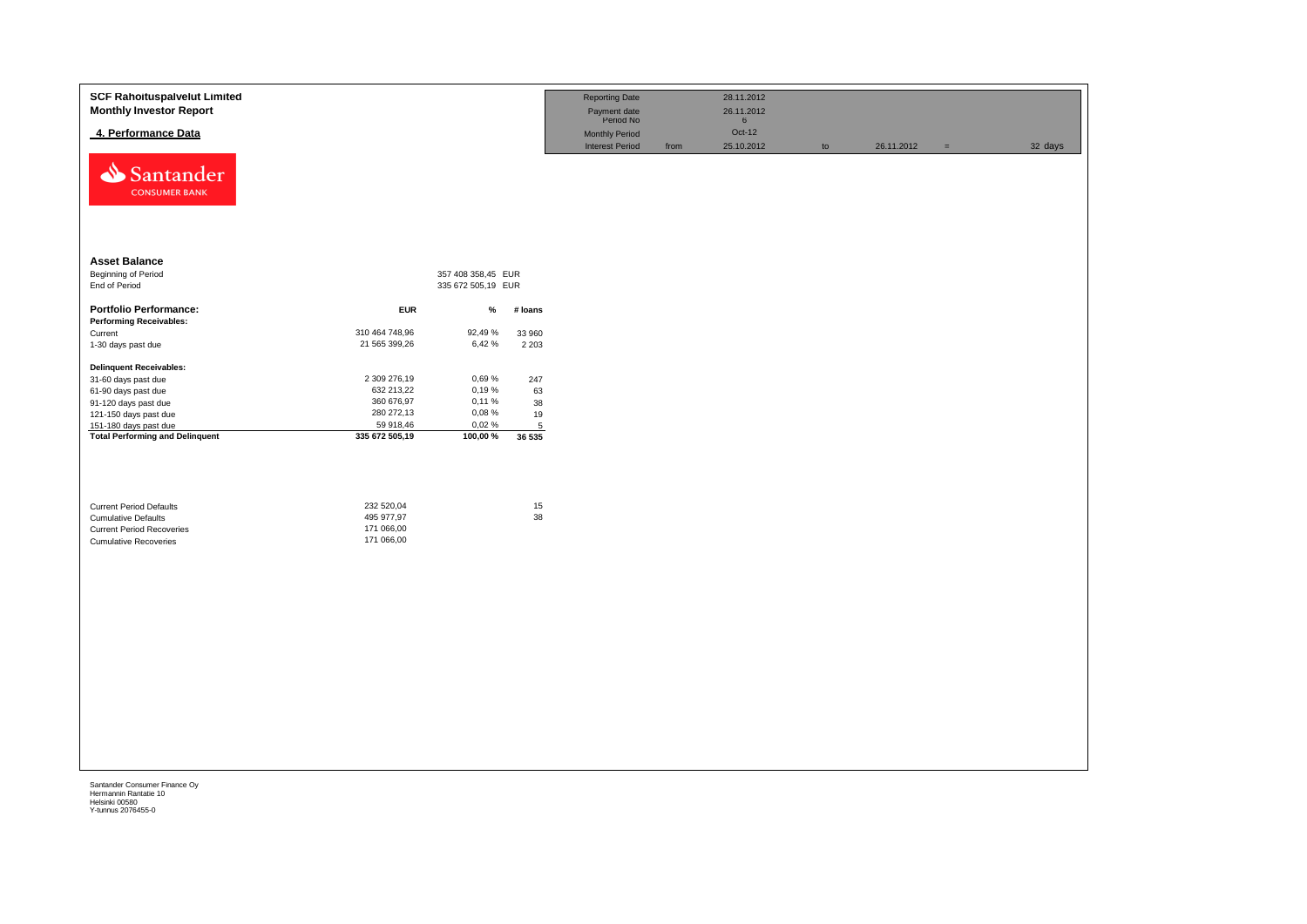**SCF Rahoituspalvelut Limited**
**Monthly Investor Report**

## 4. Performance Data

| | | | | | | |
|---|---|---|---|---|---|---|
| Reporting Date | | 28.11.2012 | | | | |
| Payment date | | 26.11.2012 | | | | |
| Period No | | 6 | | | | |
| Monthly Period | | Oct-12 | | | | |
| Interest Period | from | 25.10.2012 | to | 26.11.2012 | = | 32 days |

### Asset Balance

| | | |
|---|---|---|
| Beginning of Period | 357 408 358,45 | EUR |
| End of Period | 335 672 505,19 | EUR |

| **Portfolio Performance:** | **EUR** | **%** | **# loans** |
|---|---|---|---|
| **Performing Receivables:** | | | |
| Current | 310 464 748,96 | 92,49 % | 33 960 |
| 1-30 days past due | 21 565 399,26 | 6,42 % | 2 203 |
| **Delinquent Receivables:** | | | |
| 31-60 days past due | 2 309 276,19 | 0,69 % | 247 |
| 61-90 days past due | 632 213,22 | 0,19 % | 63 |
| 91-120 days past due | 360 676,97 | 0,11 % | 38 |
| 121-150 days past due | 280 272,13 | 0,08 % | 19 |
| 151-180 days past due | 59 918,46 | 0,02 % | 5 |
| **Total Performing and Delinquent** | **335 672 505,19** | **100,00 %** | **36 535** |

| | | |
|---|---|---|
| Current Period Defaults | 232 520,04 | 15 |
| Cumulative Defaults | 495 977,97 | 38 |
| Current Period Recoveries | 171 066,00 | |
| Cumulative Recoveries | 171 066,00 | |

Santander Consumer Finance Oy
Hermannin Rantatie 10
Helsinki 00580
Y-tunnus 2076455-0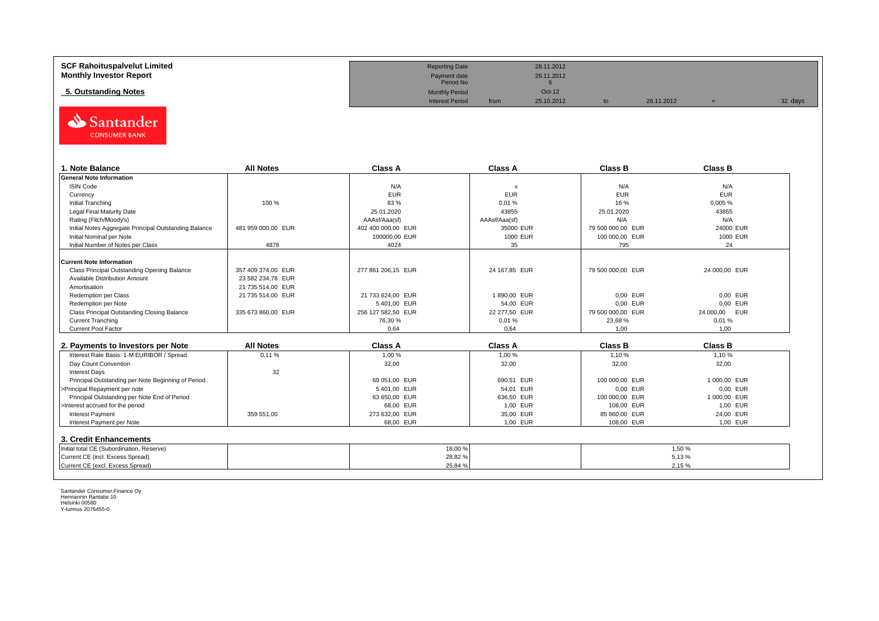**SCF Rahoituspalvelut Limited**
**Monthly Investor Report**

## 5. Outstanding Notes

| | | | | | | |
|---|---|---|---|---|---|---|
| Reporting Date | | 28.11.2012 | | | | |
| Payment date | | 26.11.2012 | | | | |
| Period No | | 6 | | | | |
| Monthly Period | | Oct-12 | | | | |
| Interest Period | from | 25.10.2012 | to | 26.11.2012 | = | 32 days |

| 1. Note Balance | All Notes | Class A | Class A | Class B | Class B |
|---|---|---|---|---|---|
| **General Note Information** | | | | | |
| ISIN Code | | N/A | x | N/A | N/A |
| Currency | | EUR | EUR | EUR | EUR |
| Initial Tranching | 100 % | 83 % | 0,01 % | 16 % | 0,005 % |
| Legal Final Maturity Date | | 25.01.2020 | 43855 | 25.01.2020 | 43855 |
| Rating (Fitch/Moody's) | | AAAsf/Aaa(sf) | AAAsf/Aaa(sf) | N/A | N/A |
| Initial Notes Aggregate Principal Outstanding Balance | 481 959 000,00 EUR | 402 400 000,00 EUR | 35000 EUR | 79 500 000,00 EUR | 24000 EUR |
| Initial Nominal per Note | | 100000,00 EUR | 1000 EUR | 100 000,00 EUR | 1000 EUR |
| Initial Number of Notes per Class | 4878 | 4024 | 35 | 795 | 24 |
| **Current Note Information** | | | | | |
| Class Principal Outstanding Opening Balance | 357 409 374,00 EUR | 277 861 206,15 EUR | 24 167,85 EUR | 79 500 000,00 EUR | 24 000,00 EUR |
| Available Distribution Amount | 23 582 234,78 EUR | | | | |
| Amortisation | 21 735 514,00 EUR | | | | |
| Redemption per Class | 21 735 514,00 EUR | 21 733 624,00 EUR | 1 890,00 EUR | 0,00 EUR | 0,00 EUR |
| Redemption per Note | | 5 401,00 EUR | 54,00 EUR | 0,00 EUR | 0,00 EUR |
| Class Principal Outstanding Closing Balance | 335 673 860,00 EUR | 256 127 582,50 EUR | 22 277,50 EUR | 79 500 000,00 EUR | 24 000,00 EUR |
| Current Tranching | | 76,30 % | 0,01 % | 23,68 % | 0,01 % |
| Current Pool Factor | | 0,64 | 0,64 | 1,00 | 1,00 |

| 2. Payments to Investors per Note | All Notes | Class A | Class A | Class B | Class B |
|---|---|---|---|---|---|
| Interest Rate Basis: 1-M EURIBOR / Spread | 0,11 % | 1,00 % | 1,00 % | 1,10 % | 1,10 % |
| Day Count Convention | | 32,00 | 32,00 | 32,00 | 32,00 |
| Interest Days | 32 | | | | |
| Principal Outstanding per Note Beginning of Period | | 69 051,00 EUR | 690,51 EUR | 100 000,00 EUR | 1 000,00 EUR |
| >Principal Repayment per note | | 5 401,00 EUR | 54,01 EUR | 0,00 EUR | 0,00 EUR |
| Principal Outstanding per Note End of Period | | 63 650,00 EUR | 636,50 EUR | 100 000,00 EUR | 1 000,00 EUR |
| >Interest accrued for the period | | 68,00 EUR | 1,00 EUR | 108,00 EUR | 1,00 EUR |
| Interest Payment | 359 551,00 | 273 632,00 EUR | 35,00 EUR | 85 860,00 EUR | 24,00 EUR |
| Interest Payment per Note | | 68,00 EUR | 1,00 EUR | 108,00 EUR | 1,00 EUR |

### 3. Credit Enhancements

| | Class A | Class B |
|---|---|---|
| Initial total CE (Subordination, Reserve) | 18,00 % | 1,50 % |
| Current CE (incl. Excess Spread) | 28,82 % | 5,13 % |
| Current CE (excl. Excess Spread) | 25,84 % | 2,15 % |

Santander Consumer Finance Oy
Hermannin Rantatie 10
Helsinki 00580
Y-tunnus 2076455-0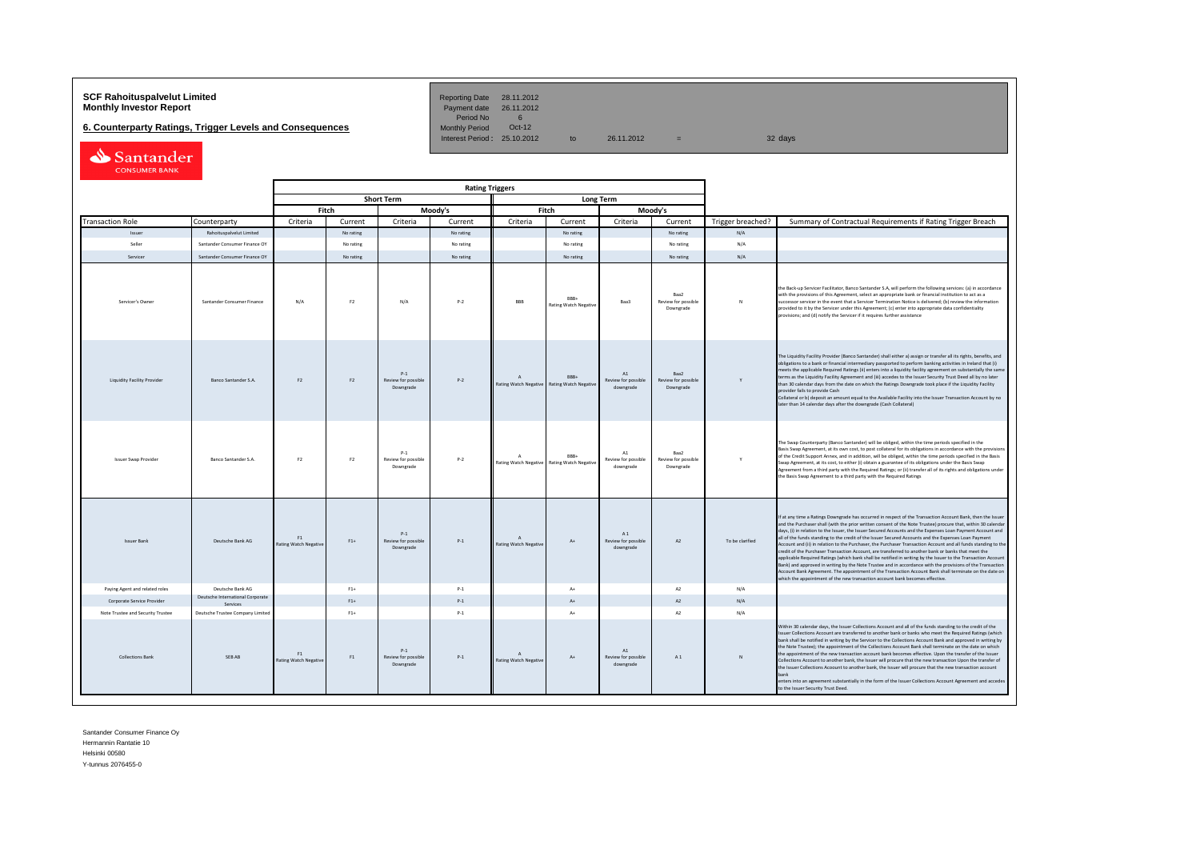**SCF Rahoituspalvelut Limited**
**Monthly Investor Report**

**6. Counterparty Ratings, Trigger Levels and Consequences**

| | | | | | |
|---|---|---|---|---|---|
| Reporting Date | 28.11.2012 | | | | |
| Payment date | 26.11.2012 | | | | |
| Period No | 6 | | | | |
| Monthly Period | Oct-12 | | | | |
| Interest Period : | 25.10.2012 | to | 26.11.2012 | = | 32 days |

| | | Rating Triggers | | | | | | | | | |
|---|---|---|---|---|---|---|---|---|---|---|---|
| | | Short Term | | | | Long Term | | | | | |
| | | Fitch | | Moody's | | Fitch | | Moody's | | | |
| Transaction Role | Counterparty | Criteria | Current | Criteria | Current | Criteria | Current | Criteria | Current | Trigger breached? | Summary of Contractual Requirements if Rating Trigger Breach |
| Issuer | Rahoituspalvelut Limited | | No rating | | No rating | | No rating | | No rating | N/A | |
| Seller | Santander Consumer Finance OY | | No rating | | No rating | | No rating | | No rating | N/A | |
| Servicer | Santander Consumer Finance OY | | No rating | | No rating | | No rating | | No rating | N/A | |
| Servicer's Owner | Santander Consumer Finance | N/A | F2 | N/A | P-2 | BBB | BBB+ Rating Watch Negative | Baa3 | Baa2 Review for possible Downgrade | N | the Back-up Servicer Facilitator, Banco Santander S.A, will perform the following services: (a) in accordance with the provisions of this Agreement, select an appropriate bank or financial institution to act as a successor servicer in the event that a Servicer Termination Notice is delivered; (b) review the information provided to it by the Servicer under this Agreement; (c) enter into appropriate data confidentiality provisions; and (d) notify the Servicer if it requires further assistance |
| Liquidity Facility Provider | Banco Santander S.A. | F2 | F2 | P-1 Review for possible Downgrade | P-2 | A Rating Watch Negative | BBB+ Rating Watch Negative | A1 Review for possible downgrade | Baa2 Review for possible Downgrade | Y | The Liquidity Facility Provider (Banco Santander) shall either a) assign or transfer all its rights, benefits, and obligations to a bank or financial intermediary passported to perform banking activities in Ireland that (i) meets the applicable Required Ratings (ii) enters into a liquidity facility agreement on substantially the same terms as the Liquidity Facility Agreement and (iii) accedes to the Issuer Security Trust Deed all by no later than 30 calendar days from the date on which the Ratings Downgrade took place if the Liquidity Facility provider fails to provide Cash Collateral or b) deposit an amount equal to the Available Facility into the Issuer Transaction Account by no later than 14 calendar days after the downgrade (Cash Collateral) |
| Issuer Swap Provider | Banco Santander S.A. | F2 | F2 | P-1 Review for possible Downgrade | P-2 | A Rating Watch Negative | BBB+ Rating Watch Negative | A1 Review for possible downgrade | Baa2 Review for possible Downgrade | Y | The Swap Counterparty (Banco Santander) will be obliged, within the time periods specified in the Basis Swap Agreement, at its own cost, to post collateral for its obligations in accordance with the provisions of the Credit Support Annex, and in addition, will be obliged, within the time periods specified in the Basis Swap Agreement, at its cost, to either (i) obtain a guarantee of its obligations under the Basis Swap Agreement from a third party with the Required Ratings; or (ii) transfer all of its rights and obligations under the Basis Swap Agreement to a third party with the Required Ratings |
| Issuer Bank | Deutsche Bank AG | F1 Rating Watch Negative | F1+ | P-1 Review for possible Downgrade | P-1 | A Rating Watch Negative | A+ | A 1 Review for possible downgrade | A2 | To be clarified | If at any time a Ratings Downgrade has occurred in respect of the Transaction Account Bank, then the Issuer and the Purchaser shall (with the prior written consent of the Note Trustee) procure that, within 30 calendar days, (i) in relation to the Issuer, the Issuer Secured Accounts and the Expenses Loan Payment Account and all of the funds standing to the credit of the Issuer Secured Accounts and the Expenses Loan Payment Account and (ii) in relation to the Purchaser, the Purchaser Transaction Account and all funds standing to the credit of the Purchaser Transaction Account, are transferred to another bank or banks that meet the applicable Required Ratings (which bank shall be notified in writing by the Issuer to the Transaction Account Bank) and approved in writing by the Note Trustee and in accordance with the provisions of the Transaction Account Bank Agreement. The appointment of the Transaction Account Bank shall terminate on the date on which the appointment of the new transaction account bank becomes effective. |
| Paying Agent and related roles | Deutsche Bank AG | | F1+ | | P-1 | | A+ | | A2 | N/A | |
| Corporate Service Provider | Deutsche International Corporate Services | | F1+ | | P-1 | | A+ | | A2 | N/A | |
| Note Trustee and Security Trustee | Deutsche Trustee Company Limited | | F1+ | | P-1 | | A+ | | A2 | N/A | |
| Collections Bank | SEB AB | F1 Rating Watch Negative | F1 | P-1 Review for possible Downgrade | P-1 | A Rating Watch Negative | A+ | A1 Review for possible downgrade | A 1 | N | Within 30 calendar days, the Issuer Collections Account and all of the funds standing to the credit of the Issuer Collections Account are transferred to another bank or banks who meet the Required Ratings (which bank shall be notified in writing by the Servicer to the Collections Account Bank and approved in writing by the Note Trustee); the appointment of the Collections Account Bank shall terminate on the date on which the appointment of the new transaction account bank becomes effective. Upon the transfer of the Issuer Collections Account to another bank, the Issuer will procure that the new transaction Upon the transfer of the Issuer Collections Account to another bank, the Issuer will procure that the new transaction account bank enters into an agreement substantially in the form of the Issuer Collections Account Agreement and accedes to the Issuer Security Trust Deed. |

Santander Consumer Finance Oy
Hermannin Rantatie 10
Helsinki 00580
Y-tunnus 2076455-0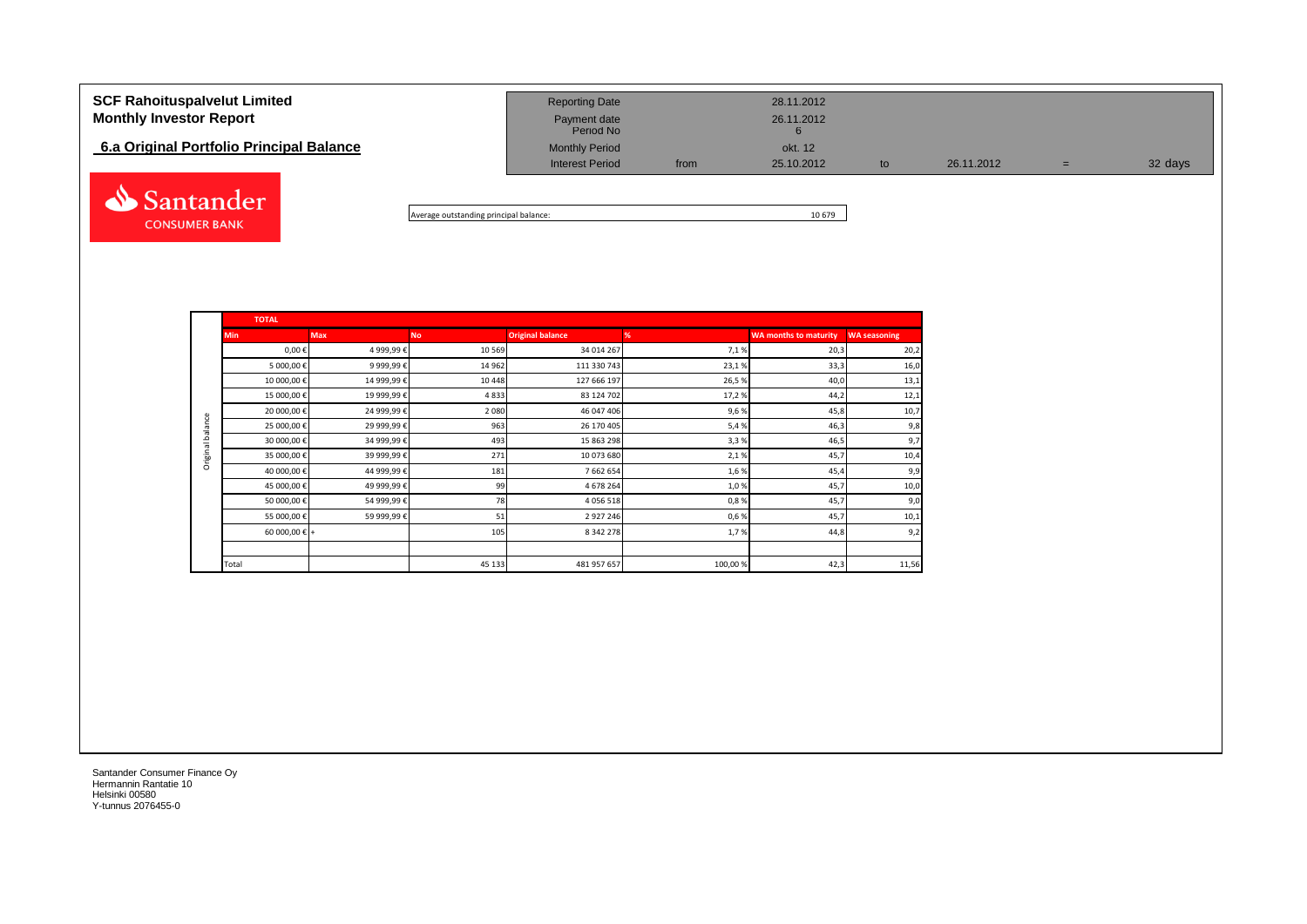# SCF Rahoituspalvelut Limited
# Monthly Investor Report

## 6.a Original Portfolio Principal Balance

| | | | | | | |
|---|---|---|---|---|---|---|
| Reporting Date | | 28.11.2012 | | | | |
| Payment date | | 26.11.2012 | | | | |
| Period No | | 6 | | | | |
| Monthly Period | | okt. 12 | | | | |
| Interest Period | from | 25.10.2012 | to | 26.11.2012 | = | 32 days |

Santander CONSUMER BANK

Average outstanding principal balance: 10 679

| TOTAL | | | | | | | |
|---|---|---|---|---|---|---|---|
| | Min | Max | No | Original balance | % | WA months to maturity | WA seasoning |
| Original balance | 0,00 € | 4 999,99 € | 10 569 | 34 014 267 | 7,1 % | 20,3 | 20,2 |
| | 5 000,00 € | 9 999,99 € | 14 962 | 111 330 743 | 23,1 % | 33,3 | 16,0 |
| | 10 000,00 € | 14 999,99 € | 10 448 | 127 666 197 | 26,5 % | 40,0 | 13,1 |
| | 15 000,00 € | 19 999,99 € | 4 833 | 83 124 702 | 17,2 % | 44,2 | 12,1 |
| | 20 000,00 € | 24 999,99 € | 2 080 | 46 047 406 | 9,6 % | 45,8 | 10,7 |
| | 25 000,00 € | 29 999,99 € | 963 | 26 170 405 | 5,4 % | 46,3 | 9,8 |
| | 30 000,00 € | 34 999,99 € | 493 | 15 863 298 | 3,3 % | 46,5 | 9,7 |
| | 35 000,00 € | 39 999,99 € | 271 | 10 073 680 | 2,1 % | 45,7 | 10,4 |
| | 40 000,00 € | 44 999,99 € | 181 | 7 662 654 | 1,6 % | 45,4 | 9,9 |
| | 45 000,00 € | 49 999,99 € | 99 | 4 678 264 | 1,0 % | 45,7 | 10,0 |
| | 50 000,00 € | 54 999,99 € | 78 | 4 056 518 | 0,8 % | 45,7 | 9,0 |
| | 55 000,00 € | 59 999,99 € | 51 | 2 927 246 | 0,6 % | 45,7 | 10,1 |
| | 60 000,00 € | + | 105 | 8 342 278 | 1,7 % | 44,8 | 9,2 |
| | | | | | | | |
| | Total | | 45 133 | 481 957 657 | 100,00 % | 42,3 | 11,56 |

Santander Consumer Finance Oy
Hermannin Rantatie 10
Helsinki 00580
Y-tunnus 2076455-0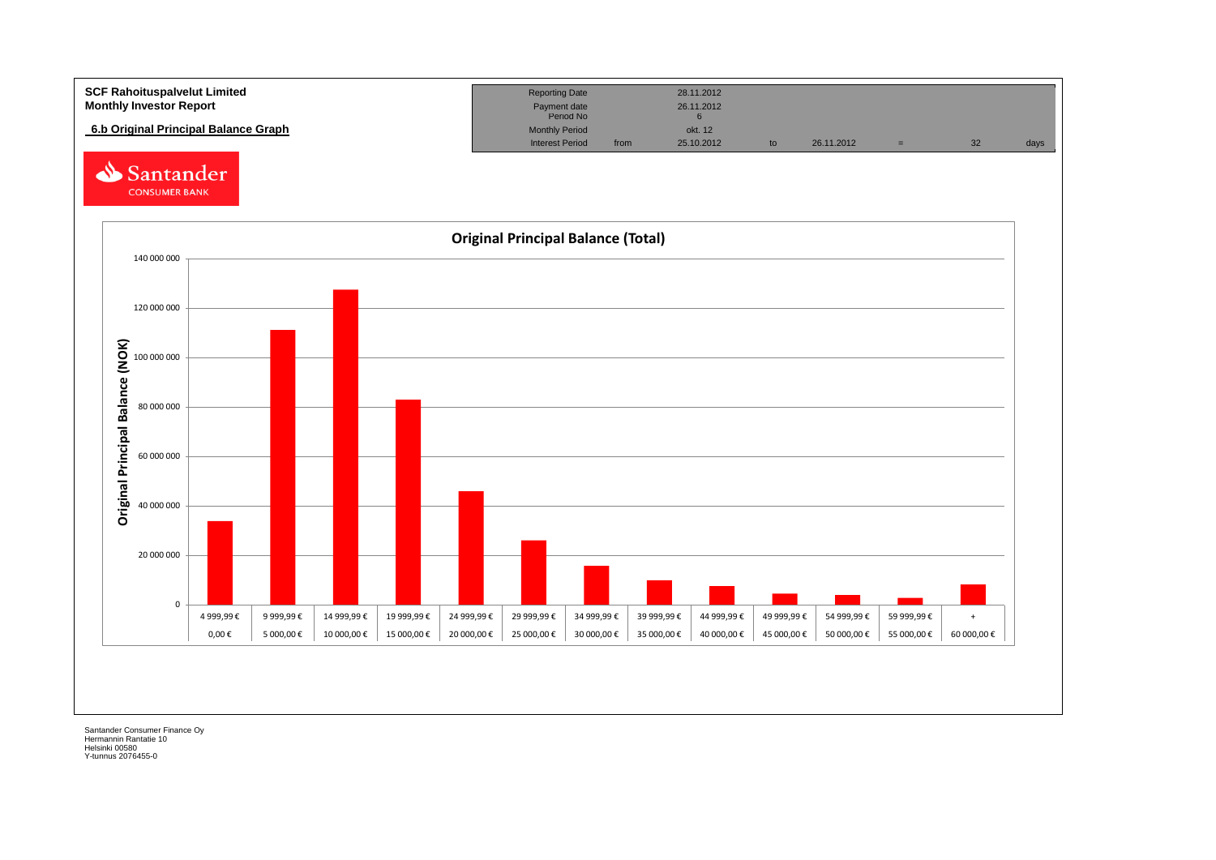**SCF Rahoituspalvelut Limited**
**Monthly Investor Report**

## 6.b Original Principal Balance Graph

| Reporting Date | | 28.11.2012 | | | | | |
|---|---|---|---|---|---|---|---|
| Payment date | | 26.11.2012 | | | | | |
| Period No | | 6 | | | | | |
| Monthly Period | | okt. 12 | | | | | |
| Interest Period | from | 25.10.2012 | to | 26.11.2012 | = | 32 | days |

Santander CONSUMER BANK

### Original Principal Balance (Total)

Original Principal Balance (NOK)

| From | To |
|---|---|
| 0,00 € | 4 999,99 € |
| 5 000,00 € | 9 999,99 € |
| 10 000,00 € | 14 999,99 € |
| 15 000,00 € | 19 999,99 € |
| 20 000,00 € | 24 999,99 € |
| 25 000,00 € | 29 999,99 € |
| 30 000,00 € | 34 999,99 € |
| 35 000,00 € | 39 999,99 € |
| 40 000,00 € | 44 999,99 € |
| 45 000,00 € | 49 999,99 € |
| 50 000,00 € | 54 999,99 € |
| 55 000,00 € | 59 999,99 € |
| 60 000,00 € | + |

Santander Consumer Finance Oy
Hermannin Rantatie 10
Helsinki 00580
Y-tunnus 2076455-0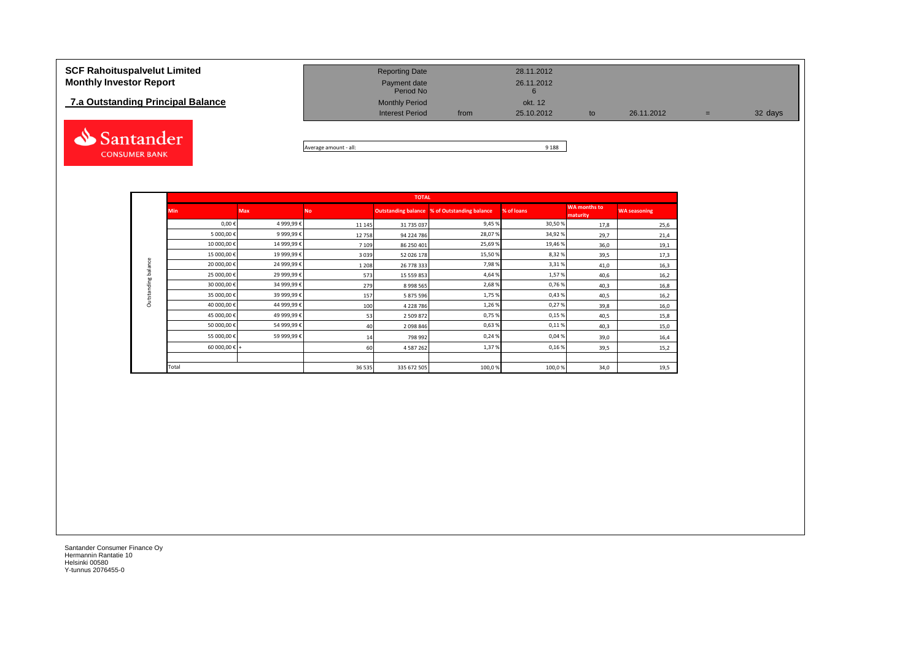# SCF Rahoituspalvelut Limited
# Monthly Investor Report

## 7.a Outstanding Principal Balance

| | | | | | | |
|---|---|---|---|---|---|---|
| Reporting Date | | 28.11.2012 | | | | |
| Payment date | | 26.11.2012 | | | | |
| Period No | | 6 | | | | |
| Monthly Period | | okt. 12 | | | | |
| Interest Period | from | 25.10.2012 | to | 26.11.2012 | = | 32 days |

Average amount - all: 9 188

| | TOTAL | | | | | | | |
|---|---|---|---|---|---|---|---|---|
| | Min | Max | No | Outstanding balance | % of Outstanding balance | % of loans | WA months to maturity | WA seasoning |
| Outstanding balance | 0,00 € | 4 999,99 € | 11 145 | 31 735 037 | 9,45 % | 30,50 % | 17,8 | 25,6 |
| | 5 000,00 € | 9 999,99 € | 12 758 | 94 224 786 | 28,07 % | 34,92 % | 29,7 | 21,4 |
| | 10 000,00 € | 14 999,99 € | 7 109 | 86 250 401 | 25,69 % | 19,46 % | 36,0 | 19,1 |
| | 15 000,00 € | 19 999,99 € | 3 039 | 52 026 178 | 15,50 % | 8,32 % | 39,5 | 17,3 |
| | 20 000,00 € | 24 999,99 € | 1 208 | 26 778 333 | 7,98 % | 3,31 % | 41,0 | 16,3 |
| | 25 000,00 € | 29 999,99 € | 573 | 15 559 853 | 4,64 % | 1,57 % | 40,6 | 16,2 |
| | 30 000,00 € | 34 999,99 € | 279 | 8 998 565 | 2,68 % | 0,76 % | 40,3 | 16,8 |
| | 35 000,00 € | 39 999,99 € | 157 | 5 875 596 | 1,75 % | 0,43 % | 40,5 | 16,2 |
| | 40 000,00 € | 44 999,99 € | 100 | 4 228 786 | 1,26 % | 0,27 % | 39,8 | 16,0 |
| | 45 000,00 € | 49 999,99 € | 53 | 2 509 872 | 0,75 % | 0,15 % | 40,5 | 15,8 |
| | 50 000,00 € | 54 999,99 € | 40 | 2 098 846 | 0,63 % | 0,11 % | 40,3 | 15,0 |
| | 55 000,00 € | 59 999,99 € | 14 | 798 992 | 0,24 % | 0,04 % | 39,0 | 16,4 |
| | 60 000,00 € + | | 60 | 4 587 262 | 1,37 % | 0,16 % | 39,5 | 15,2 |
| | Total | | 36 535 | 335 672 505 | 100,0 % | 100,0 % | 34,0 | 19,5 |

Santander Consumer Finance Oy
Hermannin Rantatie 10
Helsinki 00580
Y-tunnus 2076455-0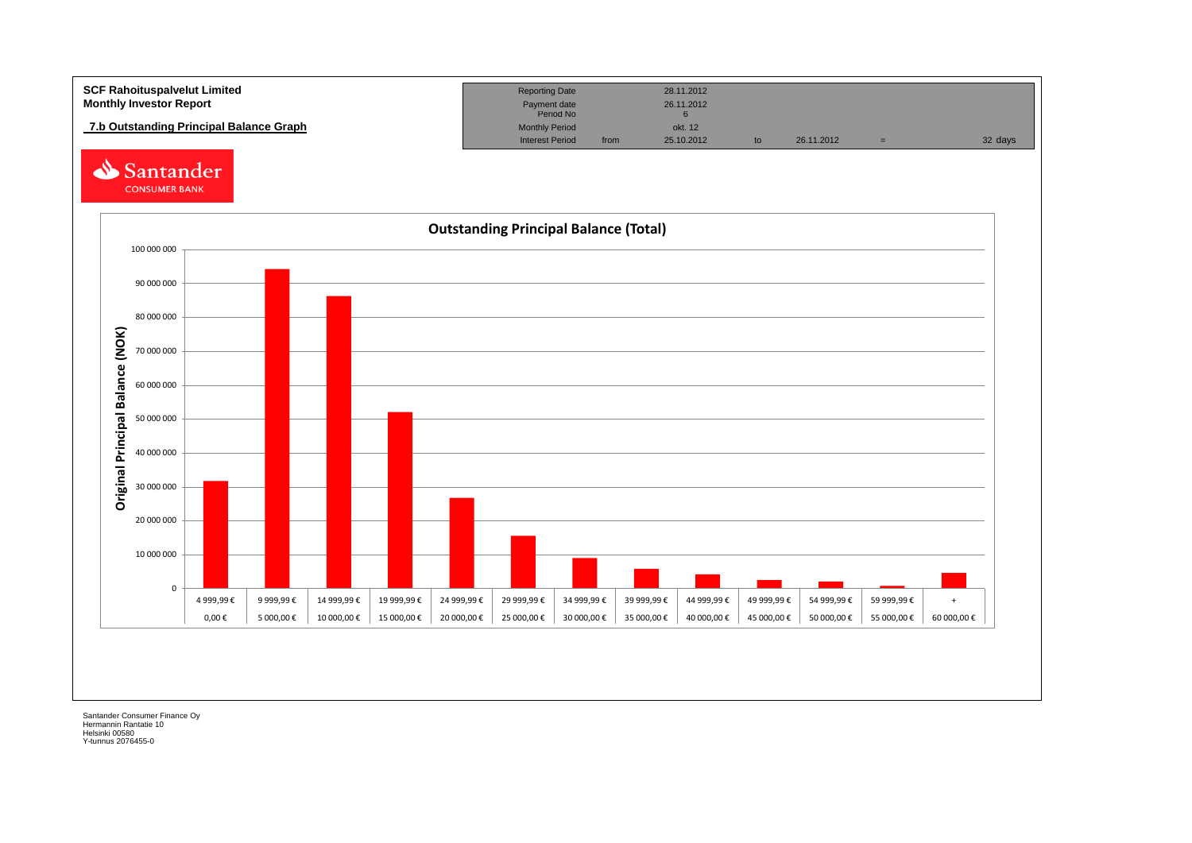**SCF Rahoituspalvelut Limited**
**Monthly Investor Report**

## 7.b Outstanding Principal Balance Graph

| Reporting Date | | 28.11.2012 | | | | |
|---|---|---|---|---|---|---|
| Payment date | | 26.11.2012 | | | | |
| Period No | | 6 | | | | |
| Monthly Period | | okt. 12 | | | | |
| Interest Period | from | 25.10.2012 | to | 26.11.2012 | = | 32 days |

Santander CONSUMER BANK

**Outstanding Principal Balance (Total)**

Y-axis: Original Principal Balance (NOK) — 0 to 100 000 000

| From | To |
|---|---|
| 0,00 € | 4 999,99 € |
| 5 000,00 € | 9 999,99 € |
| 10 000,00 € | 14 999,99 € |
| 15 000,00 € | 19 999,99 € |
| 20 000,00 € | 24 999,99 € |
| 25 000,00 € | 29 999,99 € |
| 30 000,00 € | 34 999,99 € |
| 35 000,00 € | 39 999,99 € |
| 40 000,00 € | 44 999,99 € |
| 45 000,00 € | 49 999,99 € |
| 50 000,00 € | 54 999,99 € |
| 55 000,00 € | 59 999,99 € |
| 60 000,00 € | + |

Santander Consumer Finance Oy
Hermannin Rantatie 10
Helsinki 00580
Y-tunnus 2076455-0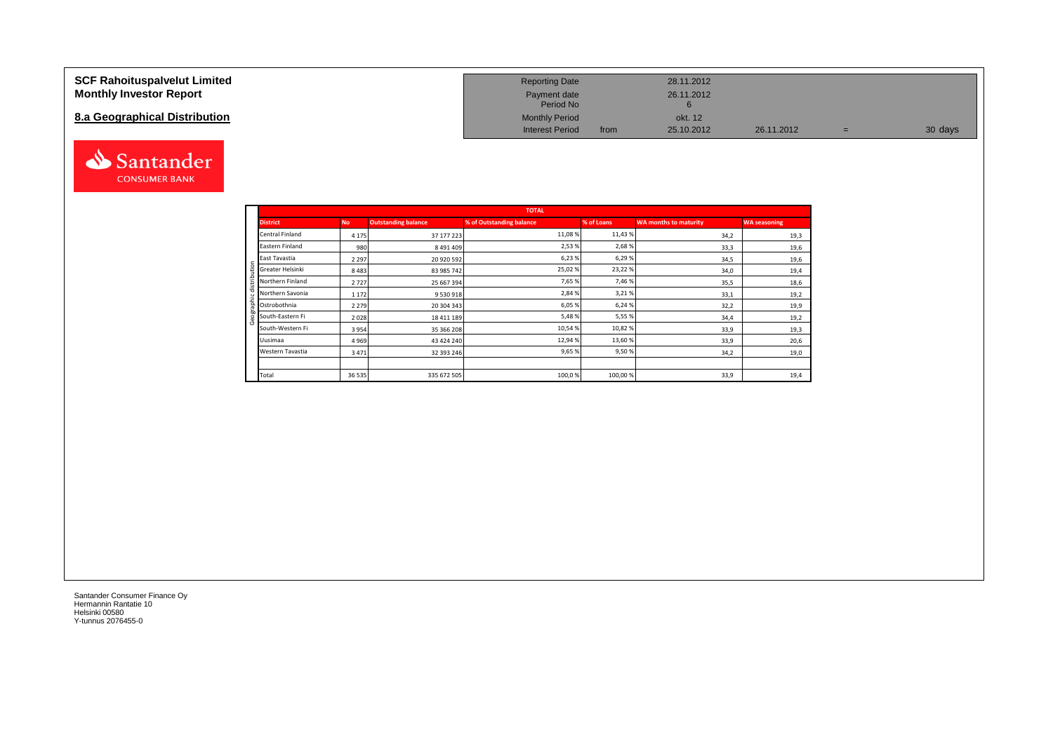# SCF Rahoituspalvelut Limited
# Monthly Investor Report

## 8.a Geographical Distribution

| | | | | |
|---|---|---|---|---|
| Reporting Date | | 28.11.2012 | | |
| Payment date | | 26.11.2012 | | |
| Period No | | 6 | | |
| Monthly Period | | okt. 12 | | |
| Interest Period | from | 25.10.2012 | 26.11.2012 | = 30 days |

| TOTAL | | | | | | |
|---|---|---|---|---|---|---|
| **District** | **No** | **Outstanding balance** | **% of Outstanding balance** | **% of Loans** | **WA months to maturity** | **WA seasoning** |
| Central Finland | 4 175 | 37 177 223 | 11,08 % | 11,43 % | 34,2 | 19,3 |
| Eastern Finland | 980 | 8 491 409 | 2,53 % | 2,68 % | 33,3 | 19,6 |
| East Tavastia | 2 297 | 20 920 592 | 6,23 % | 6,29 % | 34,5 | 19,6 |
| Greater Helsinki | 8 483 | 83 985 742 | 25,02 % | 23,22 % | 34,0 | 19,4 |
| Northern Finland | 2 727 | 25 667 394 | 7,65 % | 7,46 % | 35,5 | 18,6 |
| Northern Savonia | 1 172 | 9 530 918 | 2,84 % | 3,21 % | 33,1 | 19,2 |
| Ostrobothnia | 2 279 | 20 304 343 | 6,05 % | 6,24 % | 32,2 | 19,9 |
| South-Eastern Fi | 2 028 | 18 411 189 | 5,48 % | 5,55 % | 34,4 | 19,2 |
| South-Western Fi | 3 954 | 35 366 208 | 10,54 % | 10,82 % | 33,9 | 19,3 |
| Uusimaa | 4 969 | 43 424 240 | 12,94 % | 13,60 % | 33,9 | 20,6 |
| Western Tavastia | 3 471 | 32 393 246 | 9,65 % | 9,50 % | 34,2 | 19,0 |
| | | | | | | |
| Total | 36 535 | 335 672 505 | 100,0 % | 100,00 % | 33,9 | 19,4 |

Santander Consumer Finance Oy
Hermannin Rantatie 10
Helsinki 00580
Y-tunnus 2076455-0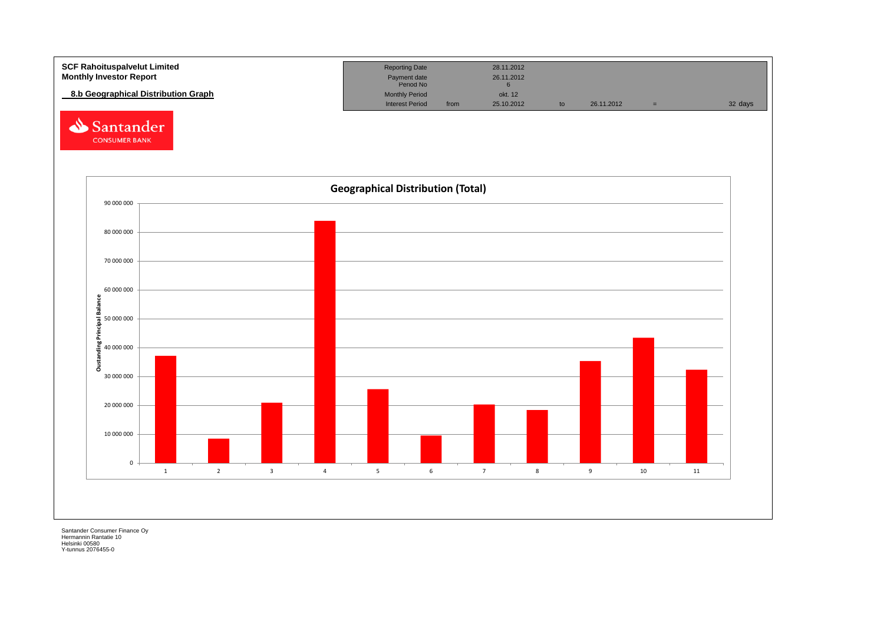**SCF Rahoituspalvelut Limited**
**Monthly Investor Report**

**8.b Geographical Distribution Graph**

| Reporting Date | | 28.11.2012 | | | | |
|---|---|---|---|---|---|---|
| Payment date | | 26.11.2012 | | | | |
| Period No | | 6 | | | | |
| Monthly Period | | okt. 12 | | | | |
| Interest Period | from | 25.10.2012 | to | 26.11.2012 | = | 32 days |

Santander CONSUMER BANK

**Geographical Distribution (Total)**

Oustanding Principal Balance

| Region | Approx. Outstanding Principal Balance |
|---|---|
| 1 | 37 000 000 |
| 2 | 8 500 000 |
| 3 | 21 000 000 |
| 4 | 84 000 000 |
| 5 | 25 500 000 |
| 6 | 9 500 000 |
| 7 | 20 500 000 |
| 8 | 18 500 000 |
| 9 | 35 500 000 |
| 10 | 43 500 000 |
| 11 | 32 500 000 |

Santander Consumer Finance Oy
Hermannin Rantatie 10
Helsinki 00580
Y-tunnus 2076455-0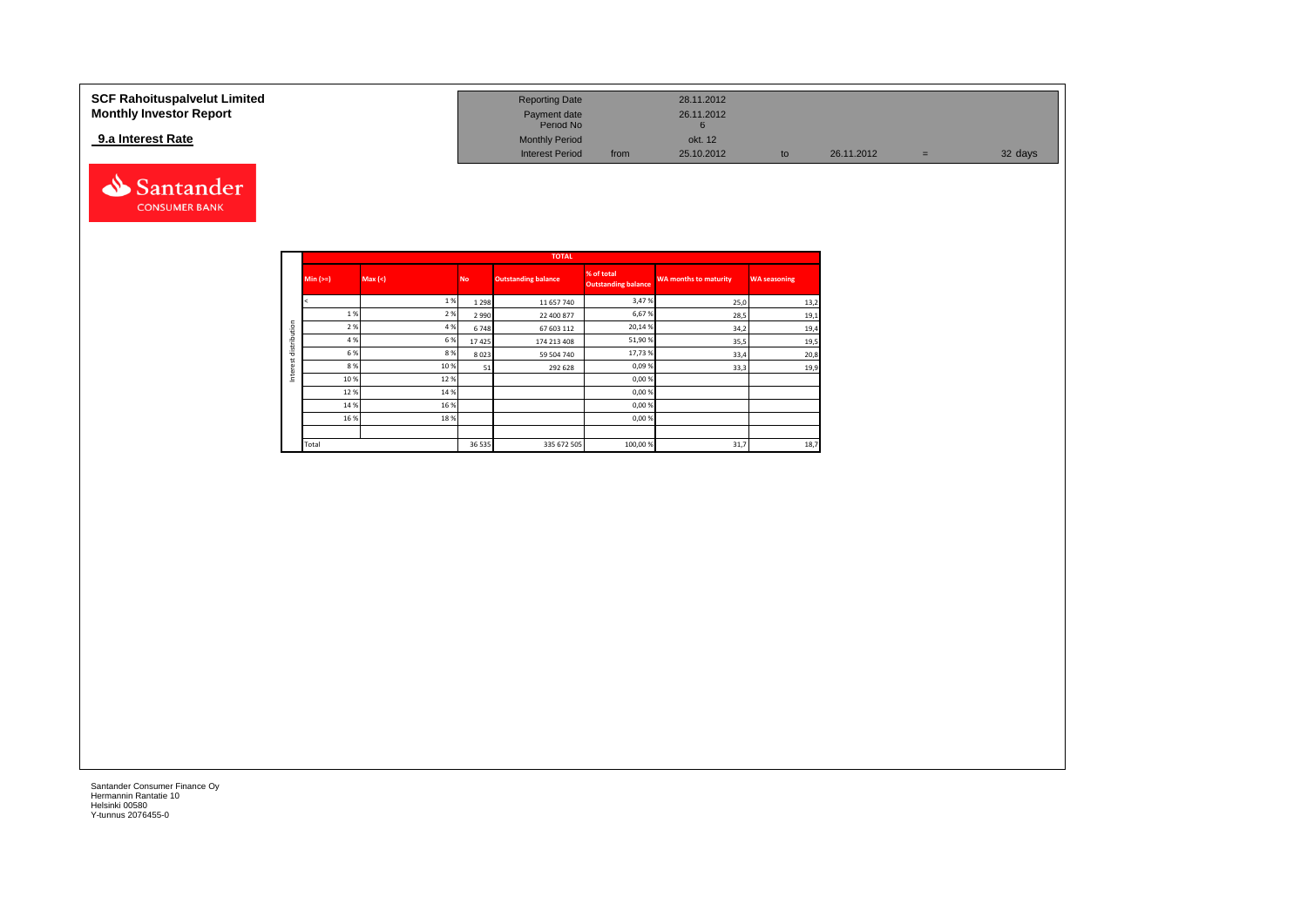**SCF Rahoituspalvelut Limited**
**Monthly Investor Report**

**9.a Interest Rate**

| | | | | | | | |
|---|---|---|---|---|---|---|---|
| Reporting Date | | 28.11.2012 | | | | | |
| Payment date | | 26.11.2012 | | | | | |
| Period No | | 6 | | | | | |
| Monthly Period | | okt. 12 | | | | | |
| Interest Period | from | 25.10.2012 | to | 26.11.2012 | = | 32 days | |

Santander CONSUMER BANK

| | TOTAL | | | | | | |
|---|---|---|---|---|---|---|---|
| | Min (>=) | Max (<) | No | Outstanding balance | % of total Outstanding balance | WA months to maturity | WA seasoning |
| Interest distribution | < | 1 % | 1 298 | 11 657 740 | 3,47 % | 25,0 | 13,2 |
| | 1 % | 2 % | 2 990 | 22 400 877 | 6,67 % | 28,5 | 19,1 |
| | 2 % | 4 % | 6 748 | 67 603 112 | 20,14 % | 34,2 | 19,4 |
| | 4 % | 6 % | 17 425 | 174 213 408 | 51,90 % | 35,5 | 19,5 |
| | 6 % | 8 % | 8 023 | 59 504 740 | 17,73 % | 33,4 | 20,8 |
| | 8 % | 10 % | 51 | 292 628 | 0,09 % | 33,3 | 19,9 |
| | 10 % | 12 % | | | 0,00 % | | |
| | 12 % | 14 % | | | 0,00 % | | |
| | 14 % | 16 % | | | 0,00 % | | |
| | 16 % | 18 % | | | 0,00 % | | |
| | | | | | | | |
| | Total | | 36 535 | 335 672 505 | 100,00 % | 31,7 | 18,7 |

Santander Consumer Finance Oy
Hermannin Rantatie 10
Helsinki 00580
Y-tunnus 2076455-0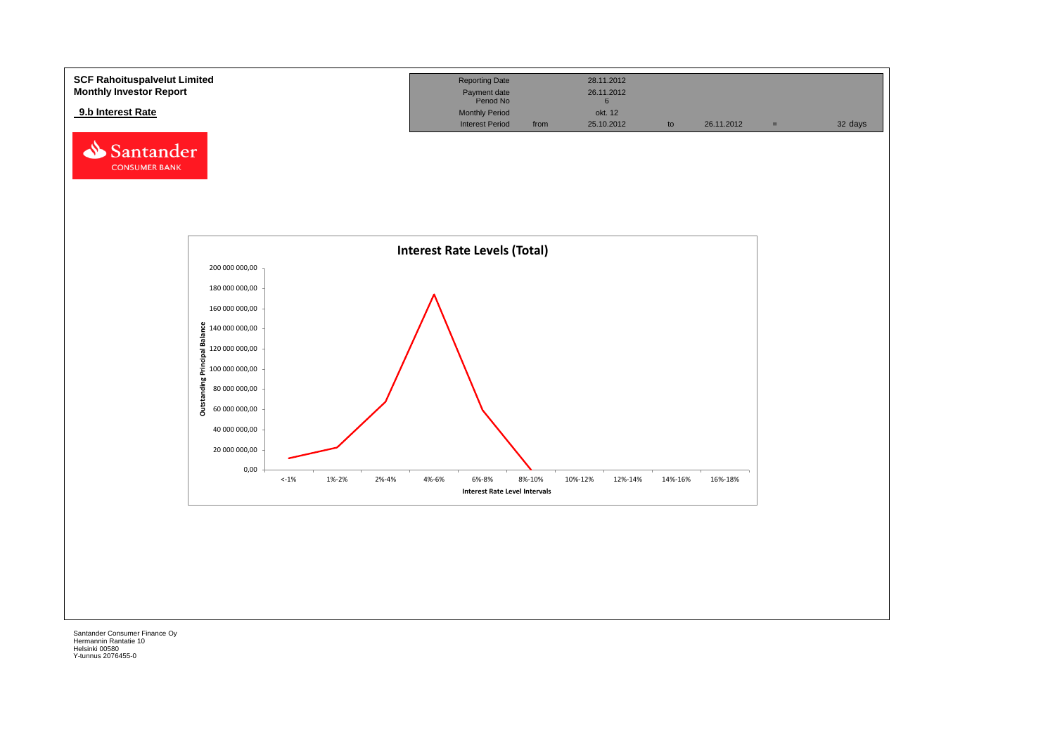**SCF Rahoituspalvelut Limited**
**Monthly Investor Report**

**9.b Interest Rate**

| Reporting Date | | 28.11.2012 | | | | |
|---|---|---|---|---|---|---|
| Payment date | | 26.11.2012 | | | | |
| Period No | | 6 | | | | |
| Monthly Period | | okt. 12 | | | | |
| Interest Period | from | 25.10.2012 | to | 26.11.2012 | = | 32 days |

**Interest Rate Levels (Total)**

Outstanding Principal Balance: 200 000 000,00; 180 000 000,00; 160 000 000,00; 140 000 000,00; 120 000 000,00; 100 000 000,00; 80 000 000,00; 60 000 000,00; 40 000 000,00; 20 000 000,00; 0,00

Interest Rate Level Intervals: <-1%; 1%-2%; 2%-4%; 4%-6%; 6%-8%; 8%-10%; 10%-12%; 12%-14%; 14%-16%; 16%-18%

Santander Consumer Finance Oy
Hermannin Rantatie 10
Helsinki 00580
Y-tunnus 2076455-0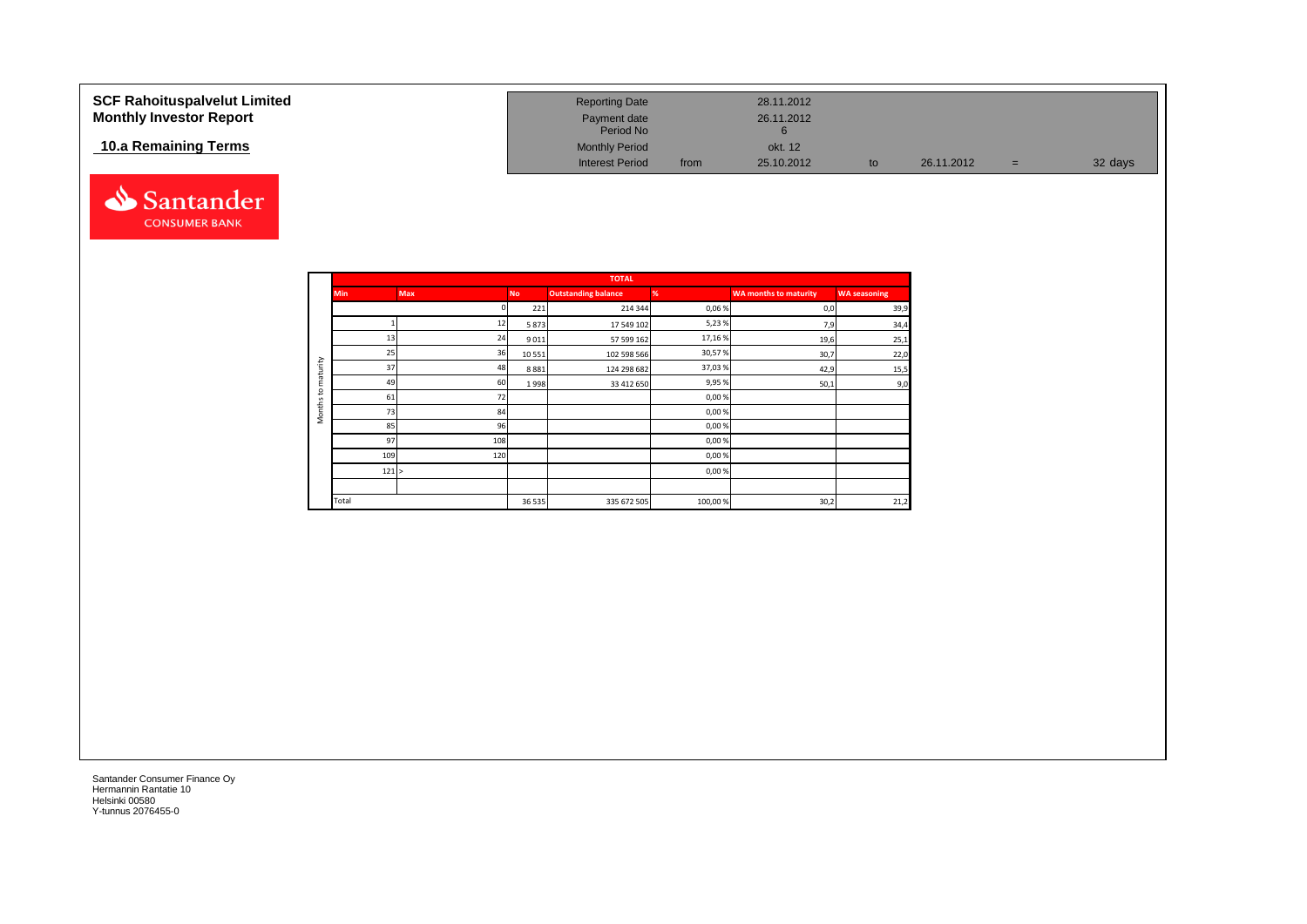# SCF Rahoituspalvelut Limited
# Monthly Investor Report

## 10.a Remaining Terms

| | | | | | | |
|---|---|---|---|---|---|---|
| Reporting Date | | 28.11.2012 | | | | |
| Payment date | | 26.11.2012 | | | | |
| Period No | | 6 | | | | |
| Monthly Period | | okt. 12 | | | | |
| Interest Period | from | 25.10.2012 | to | 26.11.2012 | = | 32 days |

| | TOTAL | | | | | | |
|---|---|---|---|---|---|---|---|
| | Min | Max | No | Outstanding balance | % | WA months to maturity | WA seasoning |
| Months to maturity | | 0 | 221 | 214 344 | 0,06 % | 0,0 | 39,9 |
| | 1 | 12 | 5 873 | 17 549 102 | 5,23 % | 7,9 | 34,4 |
| | 13 | 24 | 9 011 | 57 599 162 | 17,16 % | 19,6 | 25,1 |
| | 25 | 36 | 10 551 | 102 598 566 | 30,57 % | 30,7 | 22,0 |
| | 37 | 48 | 8 881 | 124 298 682 | 37,03 % | 42,9 | 15,5 |
| | 49 | 60 | 1 998 | 33 412 650 | 9,95 % | 50,1 | 9,0 |
| | 61 | 72 | | | 0,00 % | | |
| | 73 | 84 | | | 0,00 % | | |
| | 85 | 96 | | | 0,00 % | | |
| | 97 | 108 | | | 0,00 % | | |
| | 109 | 120 | | | 0,00 % | | |
| | 121 | > | | | 0,00 % | | |
| | Total | | 36 535 | 335 672 505 | 100,00 % | 30,2 | 21,2 |

Santander Consumer Finance Oy
Hermannin Rantatie 10
Helsinki 00580
Y-tunnus 2076455-0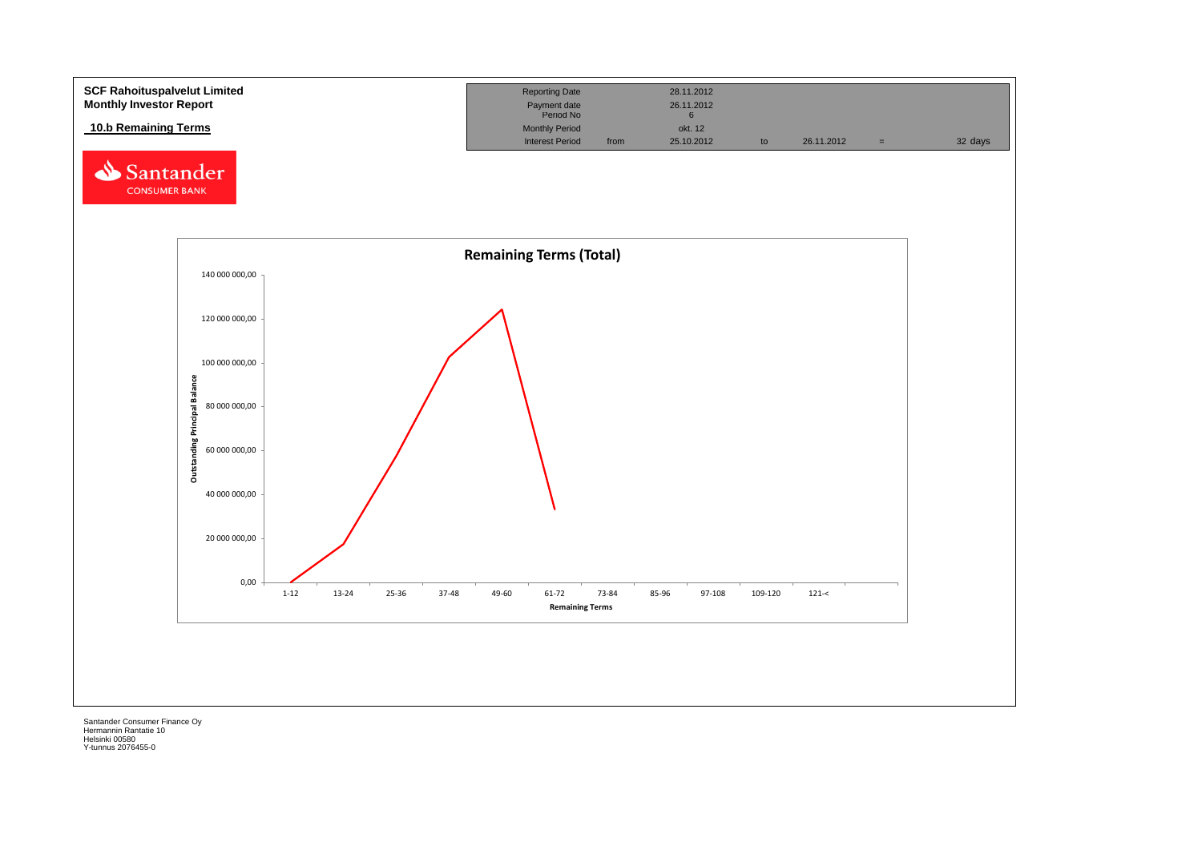**SCF Rahoituspalvelut Limited**
**Monthly Investor Report**

**10.b Remaining Terms**

| | | | | | | |
|---|---|---|---|---|---|---|
| Reporting Date | | 28.11.2012 | | | | |
| Payment date | | 26.11.2012 | | | | |
| Period No | | 6 | | | | |
| Monthly Period | | okt. 12 | | | | |
| Interest Period | from | 25.10.2012 | to | 26.11.2012 | = | 32 days |

**Remaining Terms (Total)**

Outstanding Principal Balance (y-axis): 0,00 – 140 000 000,00

Remaining Terms (x-axis): 1-12, 13-24, 25-36, 37-48, 49-60, 61-72, 73-84, 85-96, 97-108, 109-120, 121-<

Santander Consumer Finance Oy
Hermannin Rantatie 10
Helsinki 00580
Y-tunnus 2076455-0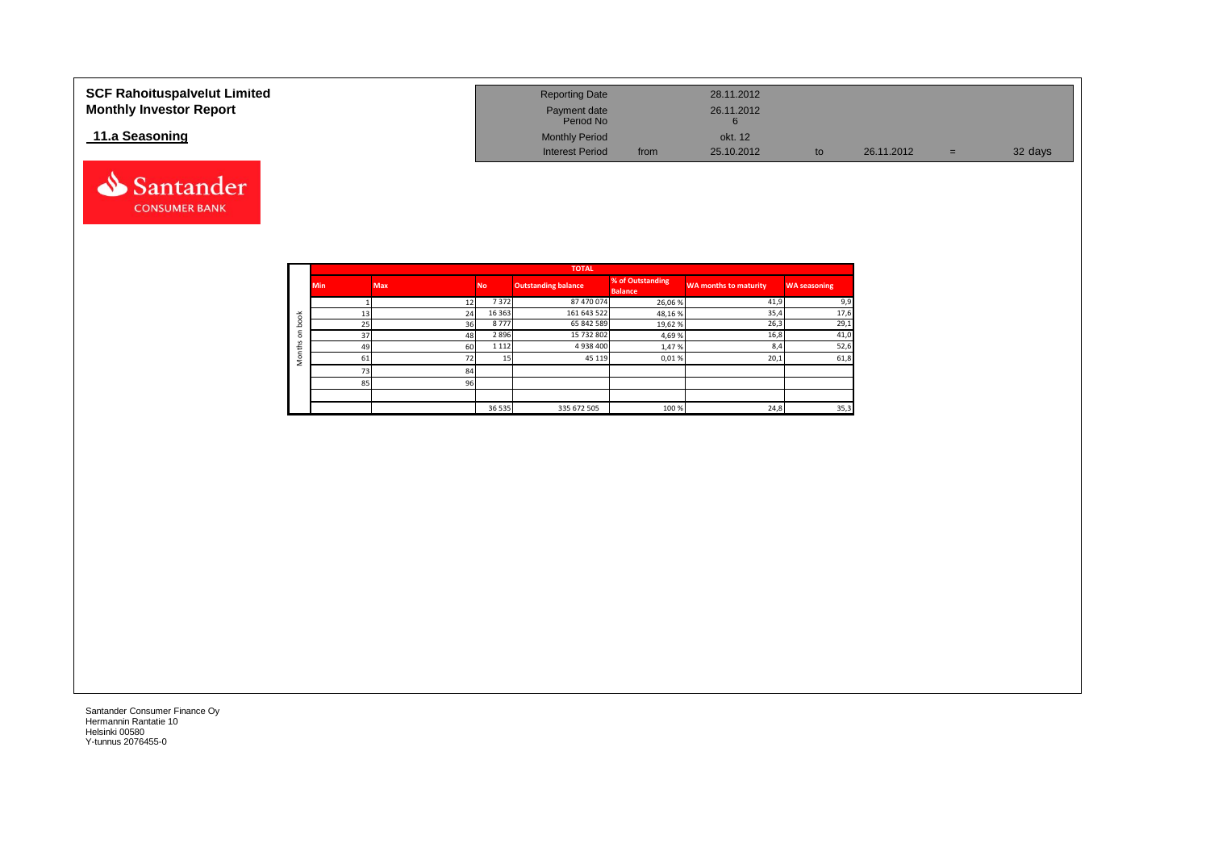**SCF Rahoituspalvelut Limited**
**Monthly Investor Report**

**11.a Seasoning**

| | | | | | | |
|---|---|---|---|---|---|---|
| Reporting Date | | 28.11.2012 | | | | |
| Payment date | | 26.11.2012 | | | | |
| Period No | | 6 | | | | |
| Monthly Period | | okt. 12 | | | | |
| Interest Period | from | 25.10.2012 | to | 26.11.2012 | = | 32 days |

**TOTAL** (Months on book)

| Min | Max | No | Outstanding balance | % of Outstanding Balance | WA months to maturity | WA seasoning |
|---|---|---|---|---|---|---|
| 1 | 12 | 7 372 | 87 470 074 | 26,06 % | 41,9 | 9,9 |
| 13 | 24 | 16 363 | 161 643 522 | 48,16 % | 35,4 | 17,6 |
| 25 | 36 | 8 777 | 65 842 589 | 19,62 % | 26,3 | 29,1 |
| 37 | 48 | 2 896 | 15 732 802 | 4,69 % | 16,8 | 41,0 |
| 49 | 60 | 1 112 | 4 938 400 | 1,47 % | 8,4 | 52,6 |
| 61 | 72 | 15 | 45 119 | 0,01 % | 20,1 | 61,8 |
| 73 | 84 | | | | | |
| 85 | 96 | | | | | |
| | | | | | | |
| | | 36 535 | 335 672 505 | 100 % | 24,8 | 35,3 |

Santander Consumer Finance Oy
Hermannin Rantatie 10
Helsinki 00580
Y-tunnus 2076455-0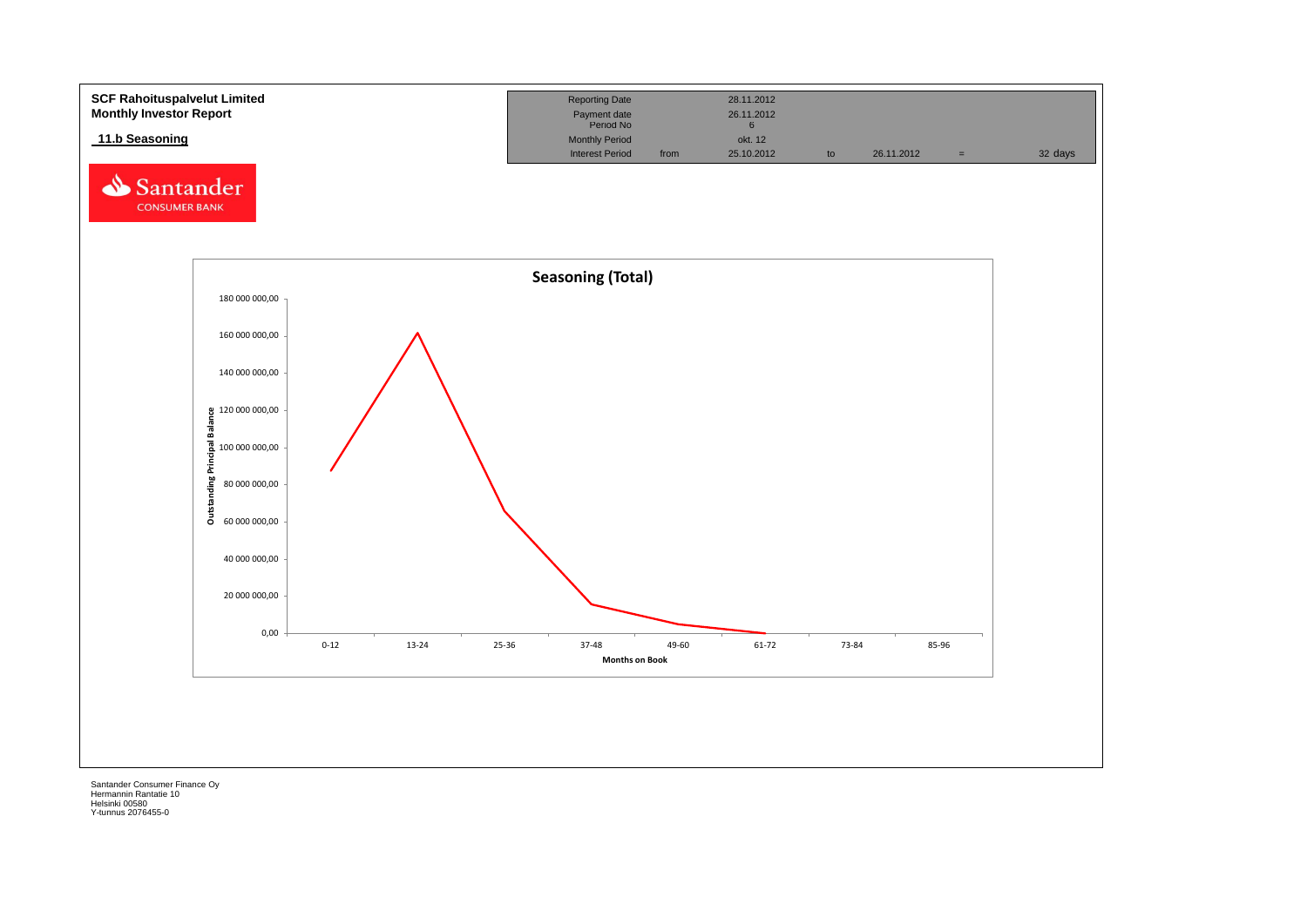**SCF Rahoituspalvelut Limited**
**Monthly Investor Report**

**11.b Seasoning**

| | | | | | | |
|---|---|---|---|---|---|---|
| Reporting Date | | 28.11.2012 | | | | |
| Payment date | | 26.11.2012 | | | | |
| Period No | | 6 | | | | |
| Monthly Period | | okt. 12 | | | | |
| Interest Period | from | 25.10.2012 | to | 26.11.2012 | = | 32 days |

**Seasoning (Total)**

Outstanding Principal Balance

180 000 000,00
160 000 000,00
140 000 000,00
120 000 000,00
100 000 000,00
80 000 000,00
60 000 000,00
40 000 000,00
20 000 000,00
0,00

0-12 | 13-24 | 25-36 | 37-48 | 49-60 | 61-72 | 73-84 | 85-96

Months on Book

Santander Consumer Finance Oy
Hermannin Rantatie 10
Helsinki 00580
Y-tunnus 2076455-0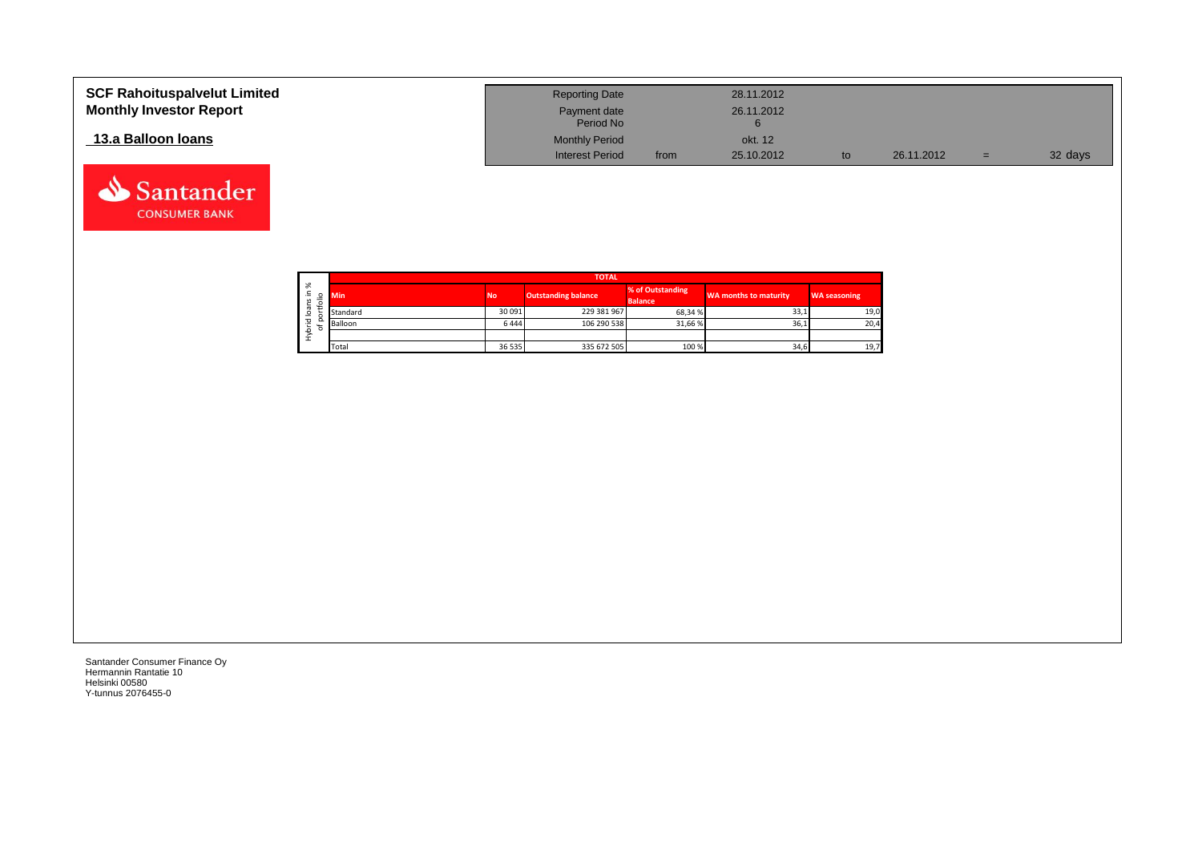# SCF Rahoituspalvelut Limited
## Monthly Investor Report

## 13.a Balloon loans

| | | | | | | | |
|---|---|---|---|---|---|---|---|
| Reporting Date | | 28.11.2012 | | | | |
| Payment date | | 26.11.2012 | | | | |
| Period No | | 6 | | | | |
| Monthly Period | | okt. 12 | | | | |
| Interest Period | from | 25.10.2012 | to | 26.11.2012 | = | 32 days |

Santander CONSUMER BANK

| Hybrid loans in % of portfolio | TOTAL | | | | | |
|---|---|---|---|---|---|---|
| | Min | No | Outstanding balance | % of Outstanding Balance | WA months to maturity | WA seasoning |
| | Standard | 30 091 | 229 381 967 | 68,34 % | 33,1 | 19,0 |
| | Balloon | 6 444 | 106 290 538 | 31,66 % | 36,1 | 20,4 |
| | | | | | | |
| | Total | 36 535 | 335 672 505 | 100 % | 34,6 | 19,7 |

Santander Consumer Finance Oy
Hermannin Rantatie 10
Helsinki 00580
Y-tunnus 2076455-0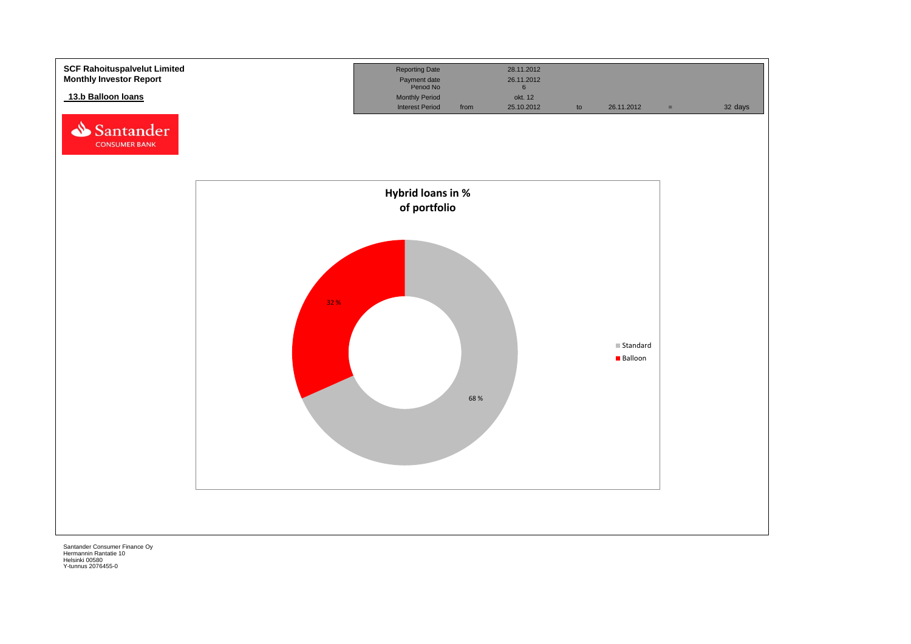**SCF Rahoituspalvelut Limited**
**Monthly Investor Report**

**13.b Balloon loans**

| Reporting Date | | 28.11.2012 | | | | |
|---|---|---|---|---|---|---|
| Payment date | | 26.11.2012 | | | | |
| Period No | | 6 | | | | |
| Monthly Period | | okt. 12 | | | | |
| Interest Period | from | 25.10.2012 | to | 26.11.2012 | = | 32 days |

**Hybrid loans in % of portfolio**

| | % |
|---|---|
| Standard | 68 % |
| Balloon | 32 % |

Santander Consumer Finance Oy
Hermannin Rantatie 10
Helsinki 00580
Y-tunnus 2076455-0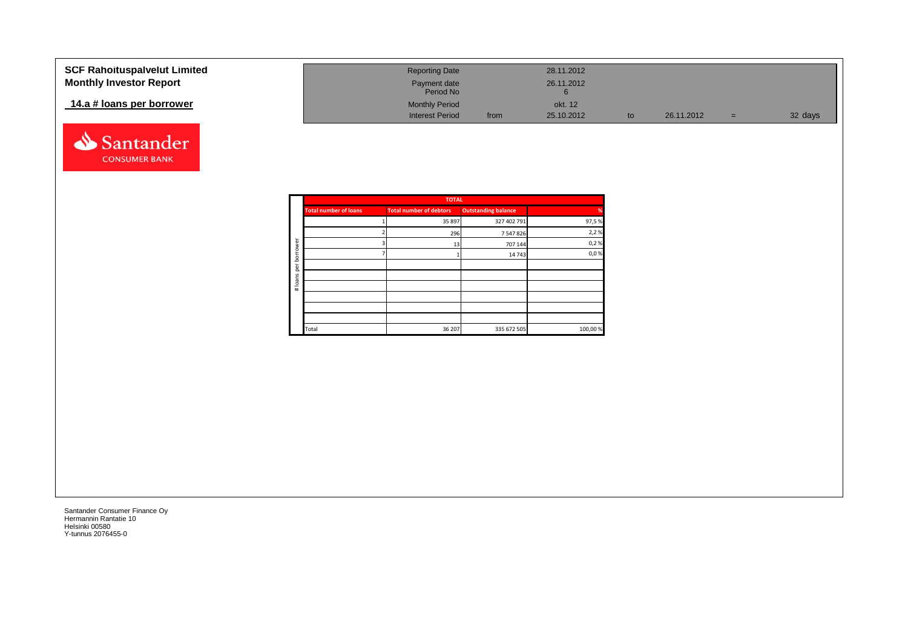**SCF Rahoituspalvelut Limited**
**Monthly Investor Report**

**14.a # loans per borrower**

| | | | | | | |
|---|---|---|---|---|---|---|
| Reporting Date | | 28.11.2012 | | | | |
| Payment date | | 26.11.2012 | | | | |
| Period No | | 6 | | | | |
| Monthly Period | | okt. 12 | | | | |
| Interest Period | from | 25.10.2012 | to | 26.11.2012 | = | 32 days |

# loans per borrower

| TOTAL | | | |
|---|---|---|---|
| Total number of loans | Total number of debtors | Outstanding balance | % |
| 1 | 35 897 | 327 402 791 | 97,5 % |
| 2 | 296 | 7 547 826 | 2,2 % |
| 3 | 13 | 707 144 | 0,2 % |
| 7 | 1 | 14 743 | 0,0 % |
| | | | |
| | | | |
| | | | |
| | | | |
| | | | |
| | | | |
| Total | 36 207 | 335 672 505 | 100,00 % |

Santander Consumer Finance Oy
Hermannin Rantatie 10
Helsinki 00580
Y-tunnus 2076455-0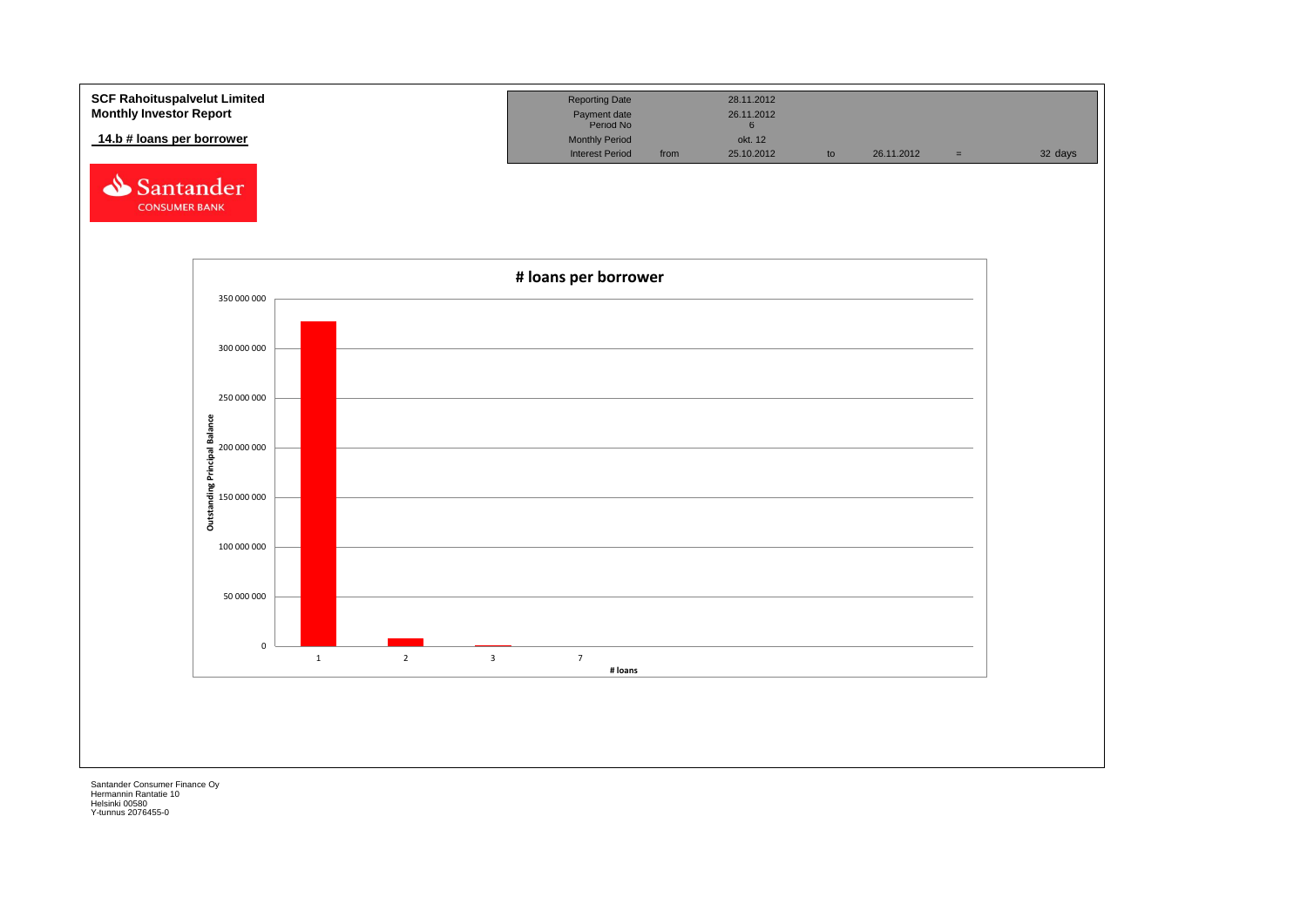**SCF Rahoituspalvelut Limited**
**Monthly Investor Report**

**14.b # loans per borrower**

| Reporting Date | | 28.11.2012 | | | | |
|---|---|---|---|---|---|---|
| Payment date | | 26.11.2012 | | | | |
| Period No | | 6 | | | | |
| Monthly Period | | okt. 12 | | | | |
| Interest Period | from | 25.10.2012 | to | 26.11.2012 | = | 32 days |

**# loans per borrower**

Outstanding Principal Balance

350 000 000
300 000 000
250 000 000
200 000 000
150 000 000
100 000 000
50 000 000
0

1 2 3 7

# loans

Santander Consumer Finance Oy
Hermannin Rantatie 10
Helsinki 00580
Y-tunnus 2076455-0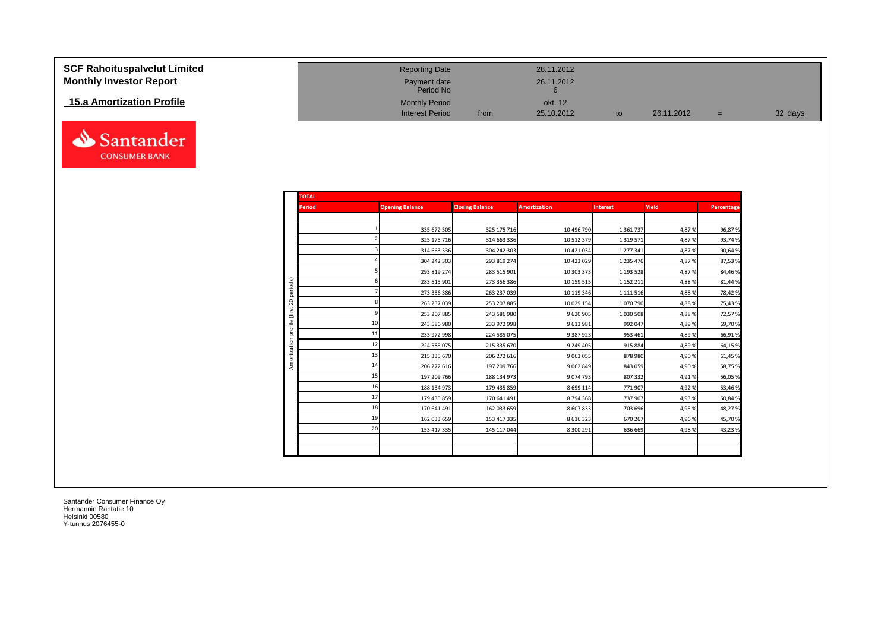# SCF Rahoituspalvelut Limited
## Monthly Investor Report

### 15.a Amortization Profile

| | | | | | | |
|---|---|---|---|---|---|---|
| Reporting Date | | 28.11.2012 | | | | |
| Payment date | | 26.11.2012 | | | | |
| Period No | | 6 | | | | |
| Monthly Period | | okt. 12 | | | | |
| Interest Period | from | 25.10.2012 | to | 26.11.2012 | = | 32 days |

**TOTAL** — Amortization profile (first 20 periods)

| Period | Opening Balance | Closing Balance | Amortization | Interest | Yield | Percentage |
|---|---|---|---|---|---|---|
| 1 | 335 672 505 | 325 175 716 | 10 496 790 | 1 361 737 | 4,87 % | 96,87 % |
| 2 | 325 175 716 | 314 663 336 | 10 512 379 | 1 319 571 | 4,87 % | 93,74 % |
| 3 | 314 663 336 | 304 242 303 | 10 421 034 | 1 277 341 | 4,87 % | 90,64 % |
| 4 | 304 242 303 | 293 819 274 | 10 423 029 | 1 235 476 | 4,87 % | 87,53 % |
| 5 | 293 819 274 | 283 515 901 | 10 303 373 | 1 193 528 | 4,87 % | 84,46 % |
| 6 | 283 515 901 | 273 356 386 | 10 159 515 | 1 152 211 | 4,88 % | 81,44 % |
| 7 | 273 356 386 | 263 237 039 | 10 119 346 | 1 111 516 | 4,88 % | 78,42 % |
| 8 | 263 237 039 | 253 207 885 | 10 029 154 | 1 070 790 | 4,88 % | 75,43 % |
| 9 | 253 207 885 | 243 586 980 | 9 620 905 | 1 030 508 | 4,88 % | 72,57 % |
| 10 | 243 586 980 | 233 972 998 | 9 613 981 | 992 047 | 4,89 % | 69,70 % |
| 11 | 233 972 998 | 224 585 075 | 9 387 923 | 953 461 | 4,89 % | 66,91 % |
| 12 | 224 585 075 | 215 335 670 | 9 249 405 | 915 884 | 4,89 % | 64,15 % |
| 13 | 215 335 670 | 206 272 616 | 9 063 055 | 878 980 | 4,90 % | 61,45 % |
| 14 | 206 272 616 | 197 209 766 | 9 062 849 | 843 059 | 4,90 % | 58,75 % |
| 15 | 197 209 766 | 188 134 973 | 9 074 793 | 807 332 | 4,91 % | 56,05 % |
| 16 | 188 134 973 | 179 435 859 | 8 699 114 | 771 907 | 4,92 % | 53,46 % |
| 17 | 179 435 859 | 170 641 491 | 8 794 368 | 737 907 | 4,93 % | 50,84 % |
| 18 | 170 641 491 | 162 033 659 | 8 607 833 | 703 696 | 4,95 % | 48,27 % |
| 19 | 162 033 659 | 153 417 335 | 8 616 323 | 670 267 | 4,96 % | 45,70 % |
| 20 | 153 417 335 | 145 117 044 | 8 300 291 | 636 669 | 4,98 % | 43,23 % |

Santander Consumer Finance Oy
Hermannin Rantatie 10
Helsinki 00580
Y-tunnus 2076455-0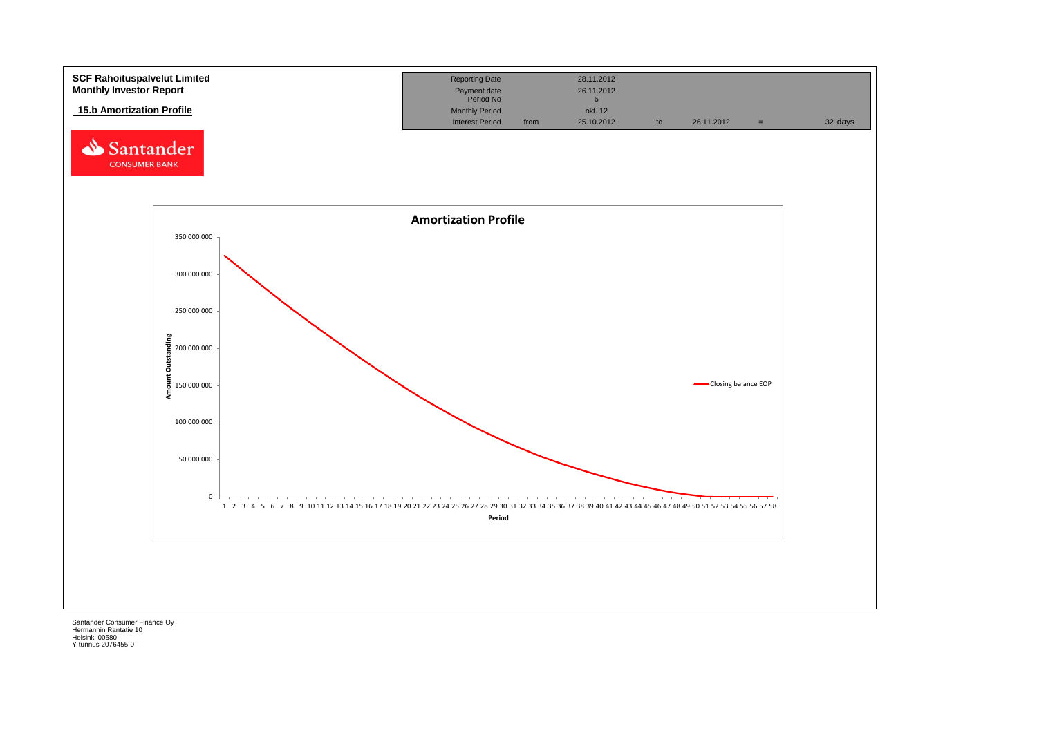**SCF Rahoituspalvelut Limited**
**Monthly Investor Report**

**15.b Amortization Profile**

| | | | | | | |
|---|---|---|---|---|---|---|
| Reporting Date | | 28.11.2012 | | | | |
| Payment date Period No | | 26.11.2012 6 | | | | |
| Monthly Period | | okt. 12 | | | | |
| Interest Period | from | 25.10.2012 | to | 26.11.2012 | = | 32 days |

**Amortization Profile**

Amount Outstanding (y-axis): 0; 50 000 000; 100 000 000; 150 000 000; 200 000 000; 250 000 000; 300 000 000; 350 000 000

Period (x-axis): 1 2 3 4 5 6 7 8 9 10 11 12 13 14 15 16 17 18 19 20 21 22 23 24 25 26 27 28 29 30 31 32 33 34 35 36 37 38 39 40 41 42 43 44 45 46 47 48 49 50 51 52 53 54 55 56 57 58

Legend: Closing balance EOP

Santander Consumer Finance Oy
Hermannin Rantatie 10
Helsinki 00580
Y-tunnus 2076455-0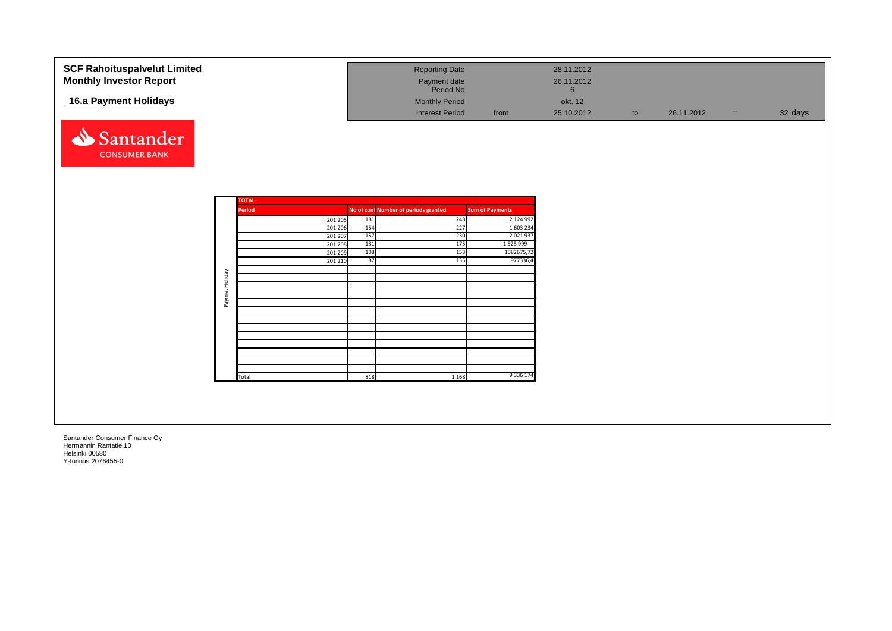# SCF Rahoituspalvelut Limited
## Monthly Investor Report

### 16.a Payment Holidays

| | | | | | | |
|---|---|---|---|---|---|---|
| Reporting Date | | 28.11.2012 | | | | |
| Payment date | | 26.11.2012 | | | | |
| Period No | | 6 | | | | |
| Monthly Period | | okt. 12 | | | | |
| Interest Period | from | 25.10.2012 | to | 26.11.2012 | = | 32 days |

Santander CONSUMER BANK

**TOTAL** — Paymet Holiday

| Period | No of cont | Number of periods granted | Sum of Payments |
|---|---|---|---|
| 201 205 | 181 | 248 | 2 124 992 |
| 201 206 | 154 | 227 | 1 603 234 |
| 201 207 | 157 | 230 | 2 021 937 |
| 201 208 | 131 | 175 | 1 525 999 |
| 201 209 | 108 | 153 | 1082675,72 |
| 201 210 | 87 | 135 | 977336,4 |
| Total | 818 | 1 168 | 9 336 174 |

Santander Consumer Finance Oy
Hermannin Rantatie 10
Helsinki 00580
Y-tunnus 2076455-0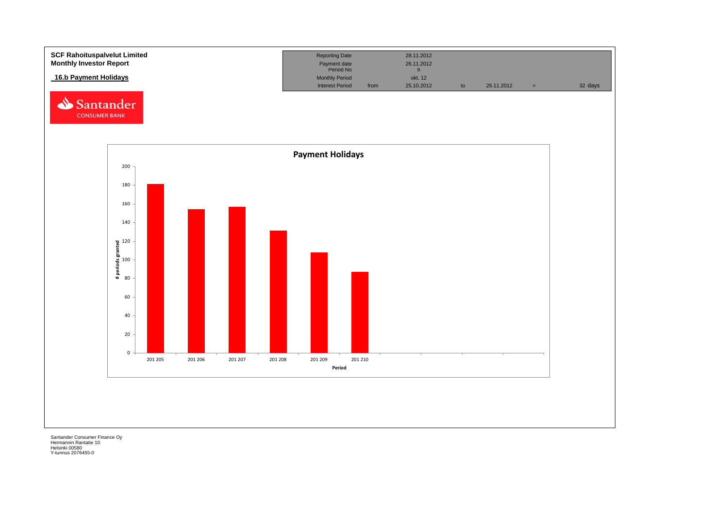**SCF Rahoituspalvelut Limited**
**Monthly Investor Report**

## 16.b Payment Holidays

| Reporting Date | | 28.11.2012 | | | | |
|---|---|---|---|---|---|---|
| Payment date | | 26.11.2012 | | | | |
| Period No | | 6 | | | | |
| Monthly Period | | okt. 12 | | | | |
| Interest Period | from | 25.10.2012 | to | 26.11.2012 | = | 32 days |

**Payment Holidays**

| Period | # periods granted |
|---|---|
| 201 205 | 181 |
| 201 206 | 154 |
| 201 207 | 157 |
| 201 208 | 131 |
| 201 209 | 108 |
| 201 210 | 87 |

Santander Consumer Finance Oy
Hermannin Rantatie 10
Helsinki 00580
Y-tunnus 2076455-0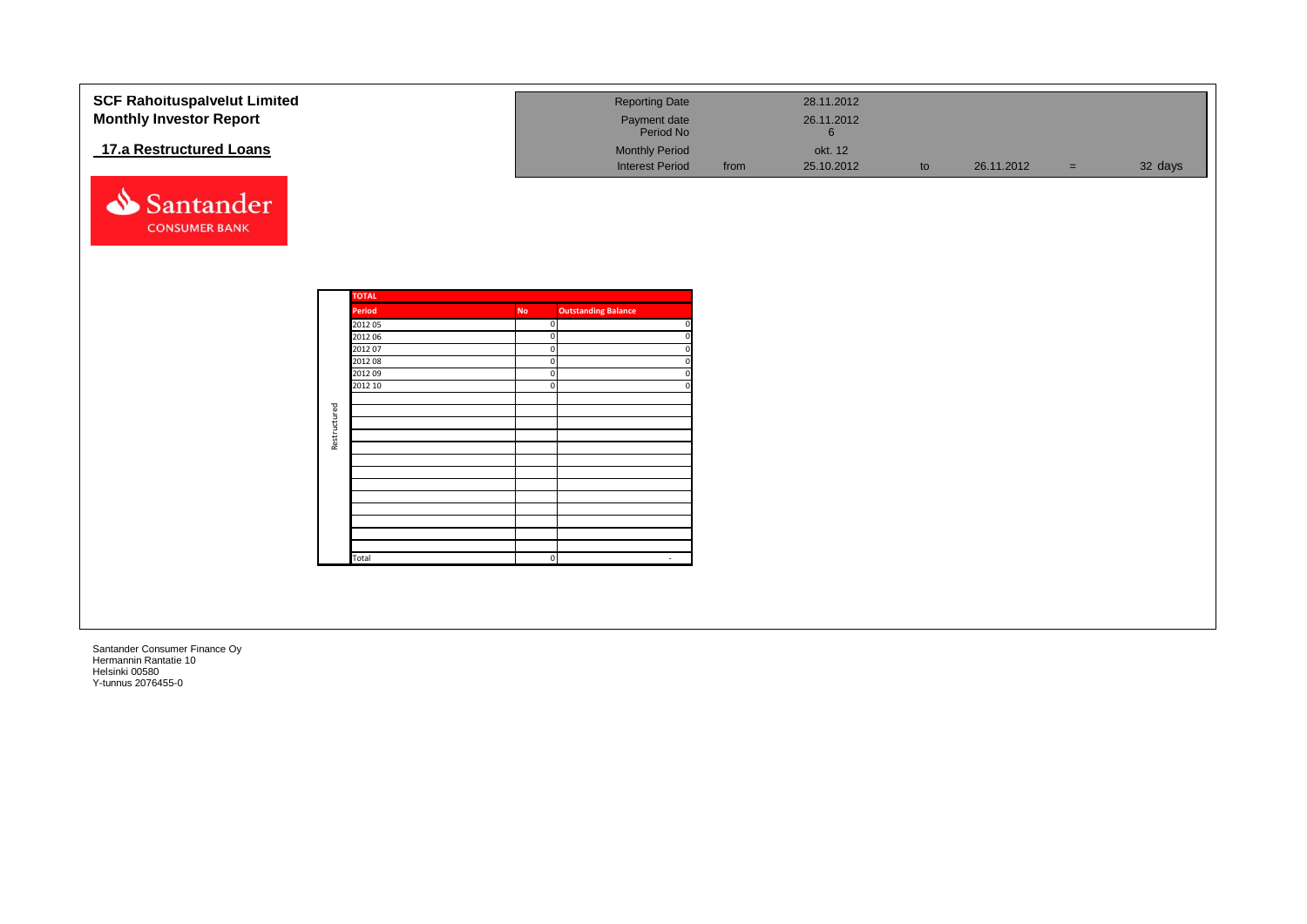# SCF Rahoituspalvelut Limited
## Monthly Investor Report

### 17.a Restructured Loans

| | | | | | | |
|---|---|---|---|---|---|---|
| Reporting Date | | 28.11.2012 | | | | |
| Payment date | | 26.11.2012 | | | | |
| Period No | | 6 | | | | |
| Monthly Period | | okt. 12 | | | | |
| Interest Period | from | 25.10.2012 | to | 26.11.2012 | = | 32 days |

Santander CONSUMER BANK

| | TOTAL | | |
|---|---|---|---|
| | Period | No | Outstanding Balance |
| Restructured | 2012 05 | 0 | 0 |
| | 2012 06 | 0 | 0 |
| | 2012 07 | 0 | 0 |
| | 2012 08 | 0 | 0 |
| | 2012 09 | 0 | 0 |
| | 2012 10 | 0 | 0 |
| | Total | 0 | - |

Santander Consumer Finance Oy
Hermannin Rantatie 10
Helsinki 00580
Y-tunnus 2076455-0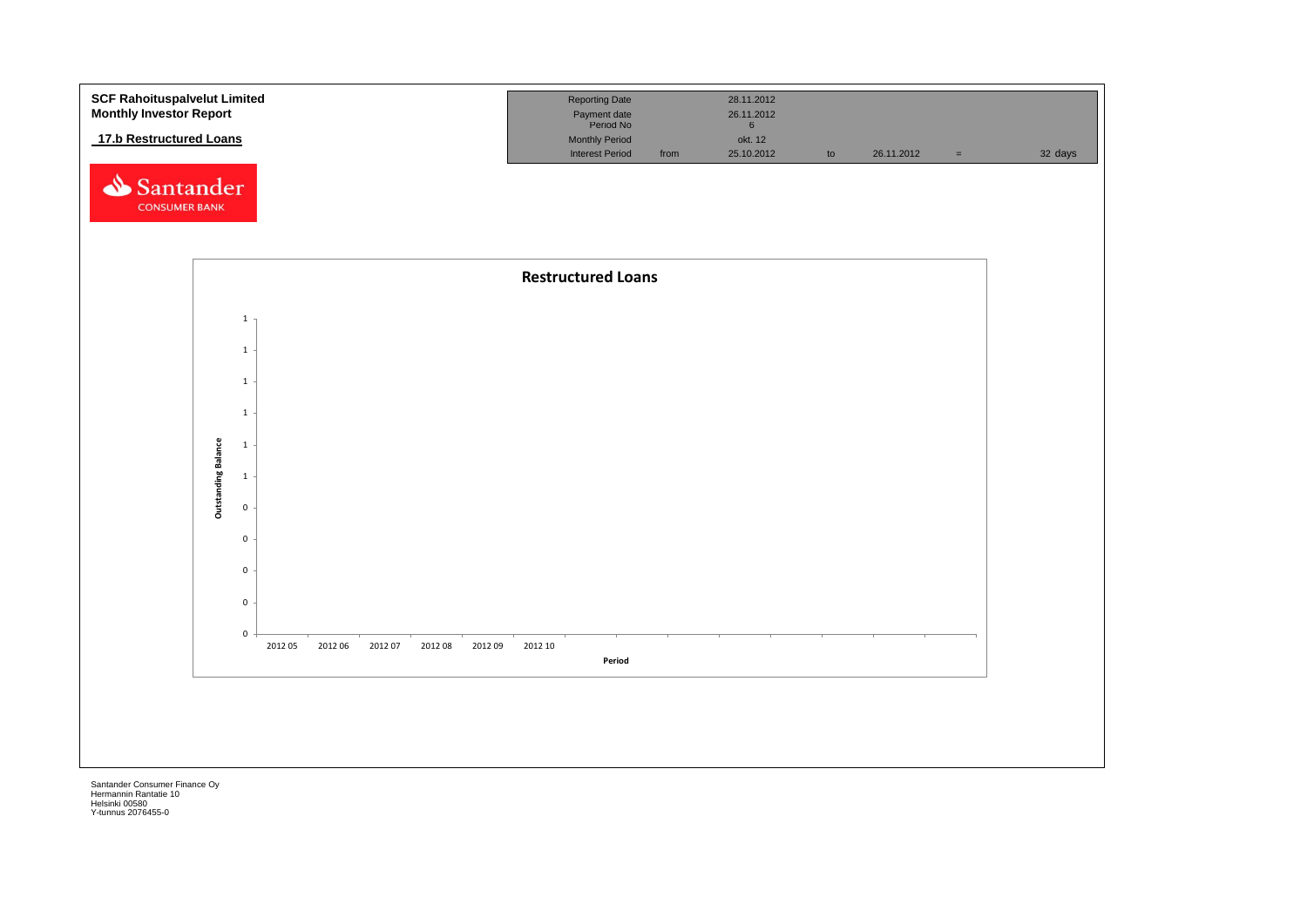**SCF Rahoituspalvelut Limited**
**Monthly Investor Report**

**17.b Restructured Loans**

| | | | | | | |
|---|---|---|---|---|---|---|
| Reporting Date | | 28.11.2012 | | | | |
| Payment date | | 26.11.2012 | | | | |
| Period No | | 6 | | | | |
| Monthly Period | | okt. 12 | | | | |
| Interest Period | from | 25.10.2012 | to | 26.11.2012 | = | 32 days |

**Restructured Loans**

Outstanding Balance: 1, 1, 1, 1, 1, 1, 0, 0, 0, 0, 0

Period: 2012 05, 2012 06, 2012 07, 2012 08, 2012 09, 2012 10

Santander Consumer Finance Oy
Hermannin Rantatie 10
Helsinki 00580
Y-tunnus 2076455-0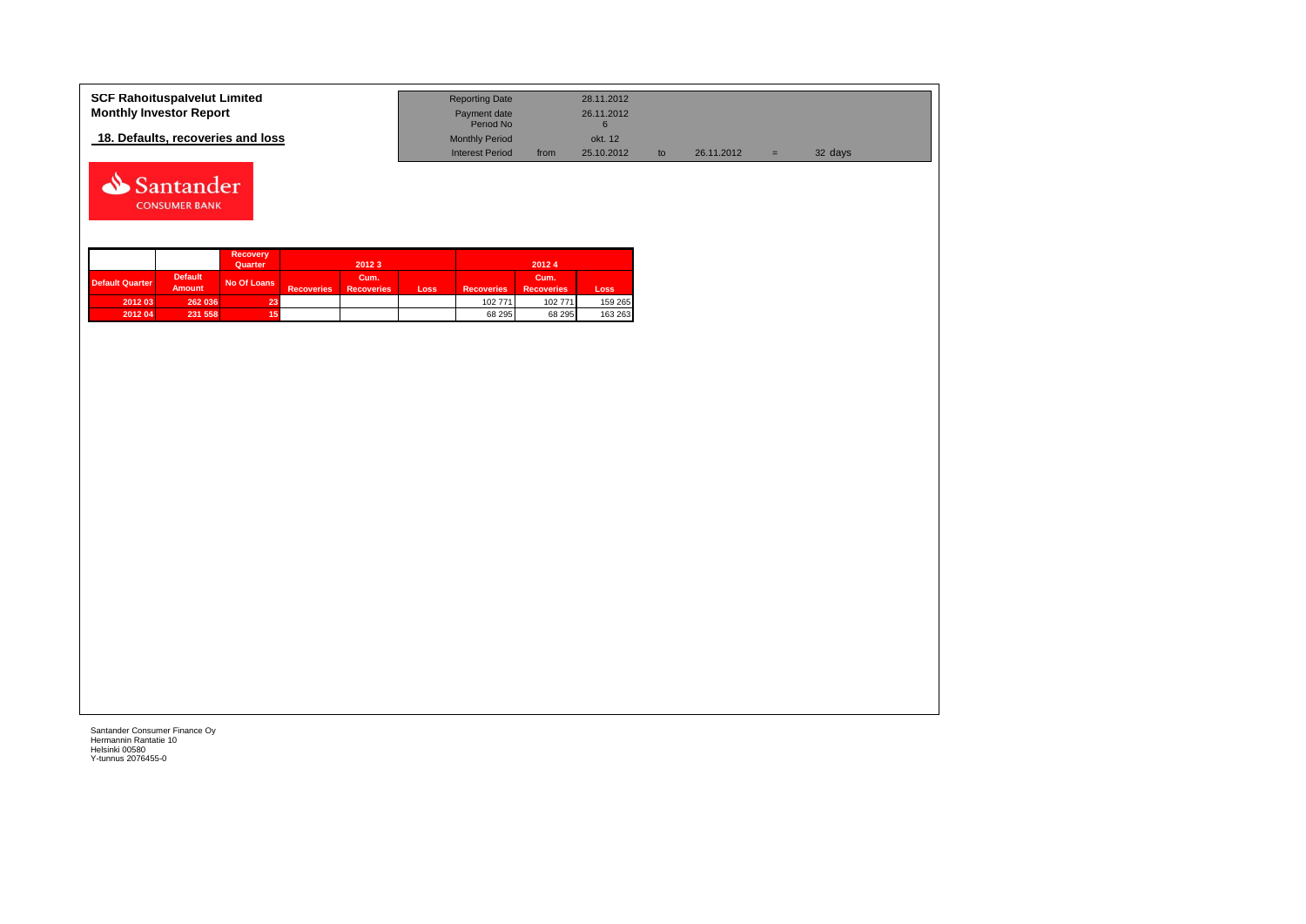**SCF Rahoituspalvelut Limited**
**Monthly Investor Report**

## 18. Defaults, recoveries and loss

| | | | | | | |
|---|---|---|---|---|---|---|
| Reporting Date | | 28.11.2012 | | | | |
| Payment date | | 26.11.2012 | | | | |
| Period No | | 6 | | | | |
| Monthly Period | | okt. 12 | | | | |
| Interest Period | from | 25.10.2012 | to | 26.11.2012 | = | 32 days |

| | | Recovery Quarter | 2012 3 | | | 2012 4 | | |
|---|---|---|---|---|---|---|---|---|
| Default Quarter | Default Amount | No Of Loans | Recoveries | Cum. Recoveries | Loss | Recoveries | Cum. Recoveries | Loss |
| 2012 03 | 262 036 | 23 | | | | 102 771 | 102 771 | 159 265 |
| 2012 04 | 231 558 | 15 | | | | 68 295 | 68 295 | 163 263 |

Santander Consumer Finance Oy
Hermannin Rantatie 10
Helsinki 00580
Y-tunnus 2076455-0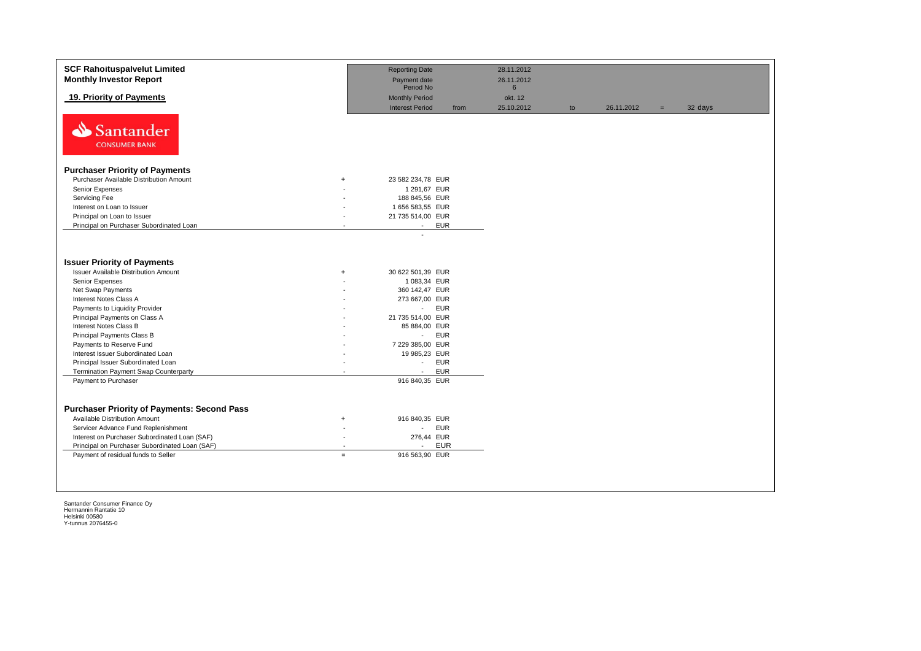**SCF Rahoituspalvelut Limited**
**Monthly Investor Report**

## 19. Priority of Payments

| | | | | | | |
|---|---|---|---|---|---|---|
| Reporting Date | | 28.11.2012 | | | | |
| Payment date | | 26.11.2012 | | | | |
| Period No | | 6 | | | | |
| Monthly Period | | okt. 12 | | | | |
| Interest Period | from | 25.10.2012 | to | 26.11.2012 | = | 32 days |

Santander CONSUMER BANK

### Purchaser Priority of Payments

| | | | |
|---|---|---|---|
| Purchaser Available Distribution Amount | + | 23 582 234,78 | EUR |
| Senior Expenses | - | 1 291,67 | EUR |
| Servicing Fee | - | 188 845,56 | EUR |
| Interest on Loan to Issuer | - | 1 656 583,55 | EUR |
| Principal on Loan to Issuer | - | 21 735 514,00 | EUR |
| Principal on Purchaser Subordinated Loan | - | - | EUR |
| | | - | |

### Issuer Priority of Payments

| | | | |
|---|---|---|---|
| Issuer Available Distribution Amount | + | 30 622 501,39 | EUR |
| Senior Expenses | - | 1 083,34 | EUR |
| Net Swap Payments | - | 360 142,47 | EUR |
| Interest Notes Class A | - | 273 667,00 | EUR |
| Payments to Liquidity Provider | - | - | EUR |
| Principal Payments on Class A | - | 21 735 514,00 | EUR |
| Interest Notes Class B | - | 85 884,00 | EUR |
| Principal Payments Class B | - | - | EUR |
| Payments to Reserve Fund | - | 7 229 385,00 | EUR |
| Interest Issuer Subordinated Loan | - | 19 985,23 | EUR |
| Principal Issuer Subordinated Loan | - | - | EUR |
| Termination Payment Swap Counterparty | - | - | EUR |
| Payment to Purchaser | | 916 840,35 | EUR |

### Purchaser Priority of Payments: Second Pass

| | | | |
|---|---|---|---|
| Available Distribution Amount | + | 916 840,35 | EUR |
| Servicer Advance Fund Replenishment | - | - | EUR |
| Interest on Purchaser Subordinated Loan (SAF) | - | 276,44 | EUR |
| Principal on Purchaser Subordinated Loan (SAF) | - | - | EUR |
| Payment of residual funds to Seller | = | 916 563,90 | EUR |

Santander Consumer Finance Oy
Hermannin Rantatie 10
Helsinki 00580
Y-tunnus 2076455-0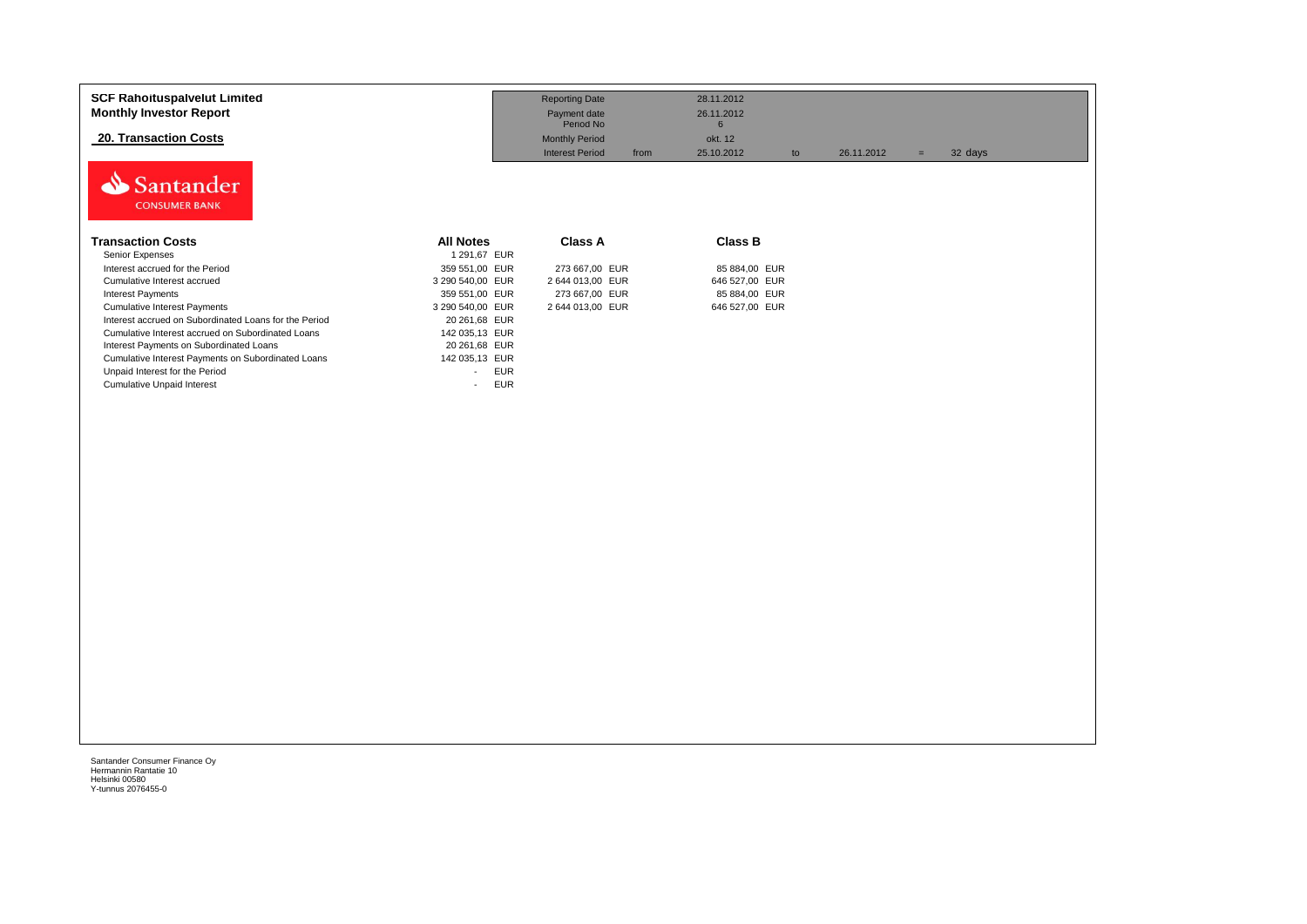**SCF Rahoituspalvelut Limited**
**Monthly Investor Report**

## 20. Transaction Costs

| | | | | | | | |
|---|---|---|---|---|---|---|---|
| Reporting Date | | 28.11.2012 | | | | | |
| Payment date | | 26.11.2012 | | | | | |
| Period No | | 6 | | | | | |
| Monthly Period | | okt. 12 | | | | | |
| Interest Period | from | 25.10.2012 | to | 26.11.2012 | = | 32 days | |

Santander CONSUMER BANK

| Transaction Costs | All Notes | Class A | Class B |
|---|---|---|---|
| Senior Expenses | 1 291,67 EUR | | |
| Interest accrued for the Period | 359 551,00 EUR | 273 667,00 EUR | 85 884,00 EUR |
| Cumulative Interest accrued | 3 290 540,00 EUR | 2 644 013,00 EUR | 646 527,00 EUR |
| Interest Payments | 359 551,00 EUR | 273 667,00 EUR | 85 884,00 EUR |
| Cumulative Interest Payments | 3 290 540,00 EUR | 2 644 013,00 EUR | 646 527,00 EUR |
| Interest accrued on Subordinated Loans for the Period | 20 261,68 EUR | | |
| Cumulative Interest accrued on Subordinated Loans | 142 035,13 EUR | | |
| Interest Payments on Subordinated Loans | 20 261,68 EUR | | |
| Cumulative Interest Payments on Subordinated Loans | 142 035,13 EUR | | |
| Unpaid Interest for the Period | - EUR | | |
| Cumulative Unpaid Interest | - EUR | | |

Santander Consumer Finance Oy
Hermannin Rantatie 10
Helsinki 00580
Y-tunnus 2076455-0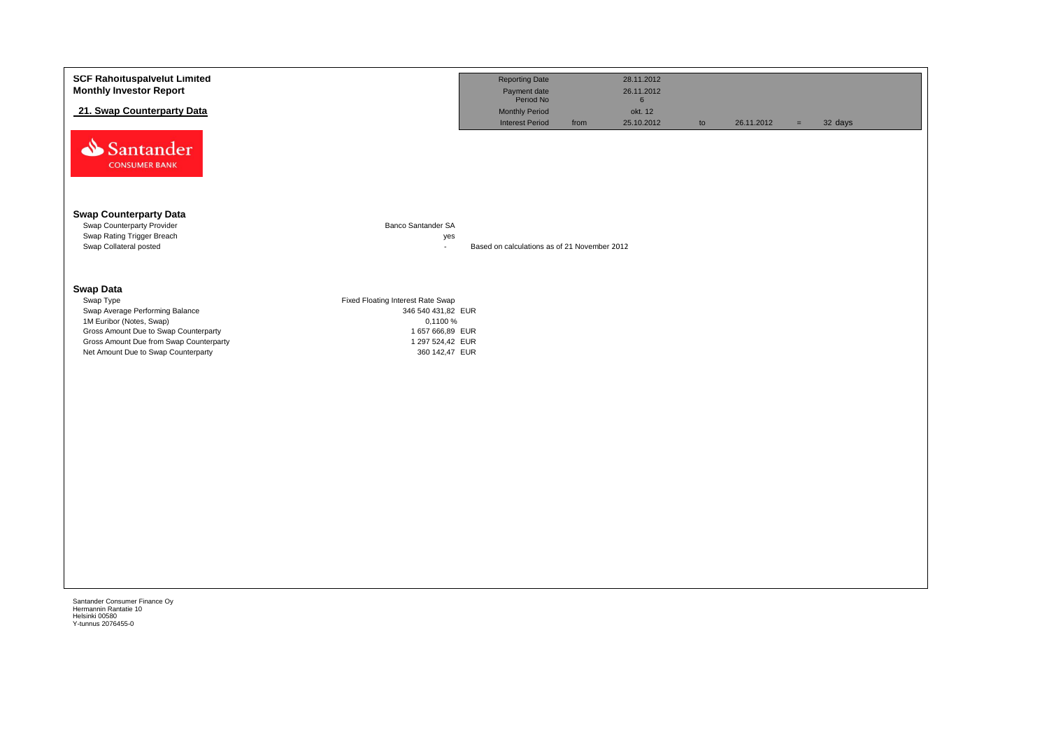# SCF Rahoituspalvelut Limited
## Monthly Investor Report

**21. Swap Counterparty Data**

| | | | | | | | |
|---|---|---|---|---|---|---|---|
| Reporting Date | | 28.11.2012 | | | | | |
| Payment date | | 26.11.2012 | | | | | |
| Period No | | 6 | | | | | |
| Monthly Period | | okt. 12 | | | | | |
| Interest Period | from | 25.10.2012 | to | 26.11.2012 | = | 32 days | |

### Swap Counterparty Data

| | | |
|---|---|---|
| Swap Counterparty Provider | Banco Santander SA | |
| Swap Rating Trigger Breach | yes | |
| Swap Collateral posted | - | Based on calculations as of 21 November 2012 |

### Swap Data

| | |
|---|---|
| Swap Type | Fixed Floating Interest Rate Swap |
| Swap Average Performing Balance | 346 540 431,82 EUR |
| 1M Euribor (Notes, Swap) | 0,1100 % |
| Gross Amount Due to Swap Counterparty | 1 657 666,89 EUR |
| Gross Amount Due from Swap Counterparty | 1 297 524,42 EUR |
| Net Amount Due to Swap Counterparty | 360 142,47 EUR |

Santander Consumer Finance Oy
Hermannin Rantatie 10
Helsinki 00580
Y-tunnus 2076455-0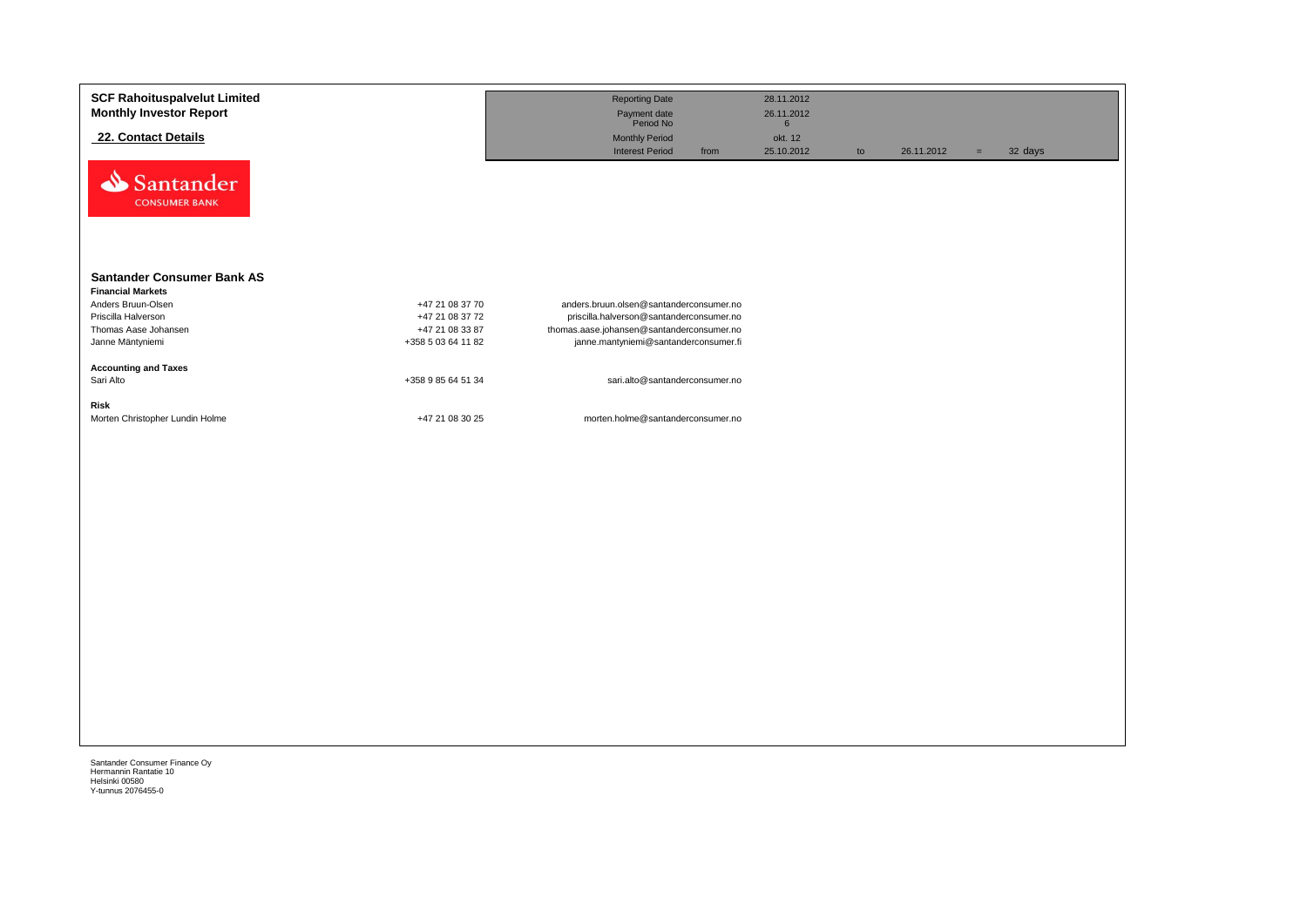**SCF Rahoituspalvelut Limited**
**Monthly Investor Report**

**22. Contact Details**

| | | | | | | | |
|---|---|---|---|---|---|---|---|
| Reporting Date | | 28.11.2012 | | | | | |
| Payment date | | 26.11.2012 | | | | | |
| Period No | | 6 | | | | | |
| Monthly Period | | okt. 12 | | | | | |
| Interest Period | from | 25.10.2012 | to | 26.11.2012 | = | 32 | days |

Santander CONSUMER BANK

## Santander Consumer Bank AS

**Financial Markets**

| | | |
|---|---|---|
| Anders Bruun-Olsen | +47 21 08 37 70 | anders.bruun.olsen@santanderconsumer.no |
| Priscilla Halverson | +47 21 08 37 72 | priscilla.halverson@santanderconsumer.no |
| Thomas Aase Johansen | +47 21 08 33 87 | thomas.aase.johansen@santanderconsumer.no |
| Janne Mäntyniemi | +358 5 03 64 11 82 | janne.mantyniemi@santanderconsumer.fi |

**Accounting and Taxes**

| | | |
|---|---|---|
| Sari Alto | +358 9 85 64 51 34 | sari.alto@santanderconsumer.no |

**Risk**

| | | |
|---|---|---|
| Morten Christopher Lundin Holme | +47 21 08 30 25 | morten.holme@santanderconsumer.no |

Santander Consumer Finance Oy
Hermannin Rantatie 10
Helsinki 00580
Y-tunnus 2076455-0